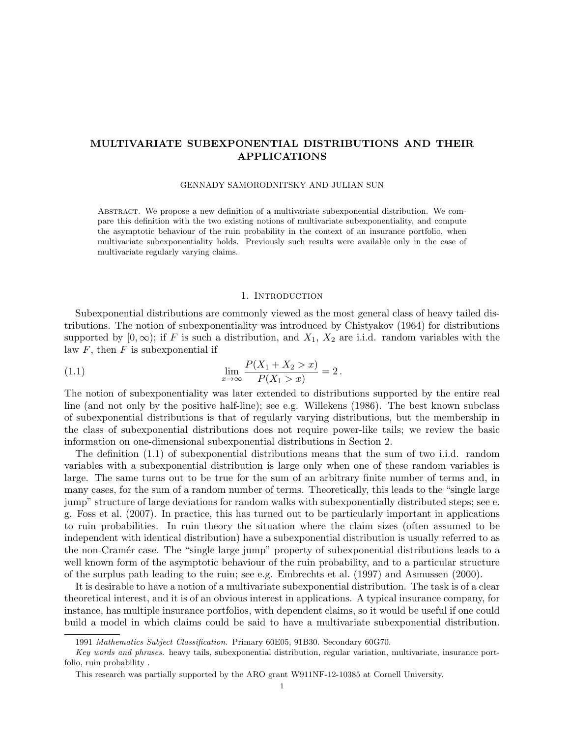# MULTIVARIATE SUBEXPONENTIAL DISTRIBUTIONS AND THEIR APPLICATIONS

GENNADY SAMORODNITSKY AND JULIAN SUN

Abstract. We propose a new definition of a multivariate subexponential distribution. We compare this definition with the two existing notions of multivariate subexponentiality, and compute the asymptotic behaviour of the ruin probability in the context of an insurance portfolio, when multivariate subexponentiality holds. Previously such results were available only in the case of multivariate regularly varying claims.

## 1. Introduction

Subexponential distributions are commonly viewed as the most general class of heavy tailed distributions. The notion of subexponentiality was introduced by Chistyakov (1964) for distributions supported by $[0, \infty)$; if $F$ is such a distribution, and $X_1$, $X_2$ are i.i.d. random variables with the law $F$, then $F$ is subexponential if

$$\lim_{x\to\infty} \frac{P(X_1 + X_2 > x)}{P(X_1 > x)} = 2\,. \tag{1.1}$$

The notion of subexponentiality was later extended to distributions supported by the entire real line (and not only by the positive half-line); see e.g. Willekens (1986). The best known subclass of subexponential distributions is that of regularly varying distributions, but the membership in the class of subexponential distributions does not require power-like tails; we review the basic information on one-dimensional subexponential distributions in Section 2.

The definition (1.1) of subexponential distributions means that the sum of two i.i.d. random variables with a subexponential distribution is large only when one of these random variables is large. The same turns out to be true for the sum of an arbitrary finite number of terms and, in many cases, for the sum of a random number of terms. Theoretically, this leads to the "single large jump" structure of large deviations for random walks with subexponentially distributed steps; see e. g. Foss et al. (2007). In practice, this has turned out to be particularly important in applications to ruin probabilities. In ruin theory the situation where the claim sizes (often assumed to be independent with identical distribution) have a subexponential distribution is usually referred to as the non-Cramér case. The "single large jump" property of subexponential distributions leads to a well known form of the asymptotic behaviour of the ruin probability, and to a particular structure of the surplus path leading to the ruin; see e.g. Embrechts et al. (1997) and Asmussen (2000).

It is desirable to have a notion of a multivariate subexponential distribution. The task is of a clear theoretical interest, and it is of an obvious interest in applications. A typical insurance company, for instance, has multiple insurance portfolios, with dependent claims, so it would be useful if one could build a model in which claims could be said to have a multivariate subexponential distribution.

---

1991 *Mathematics Subject Classification.* Primary 60E05, 91B30. Secondary 60G70.

*Key words and phrases.* heavy tails, subexponential distribution, regular variation, multivariate, insurance portfolio, ruin probability .

This research was partially supported by the ARO grant W911NF-12-10385 at Cornell University.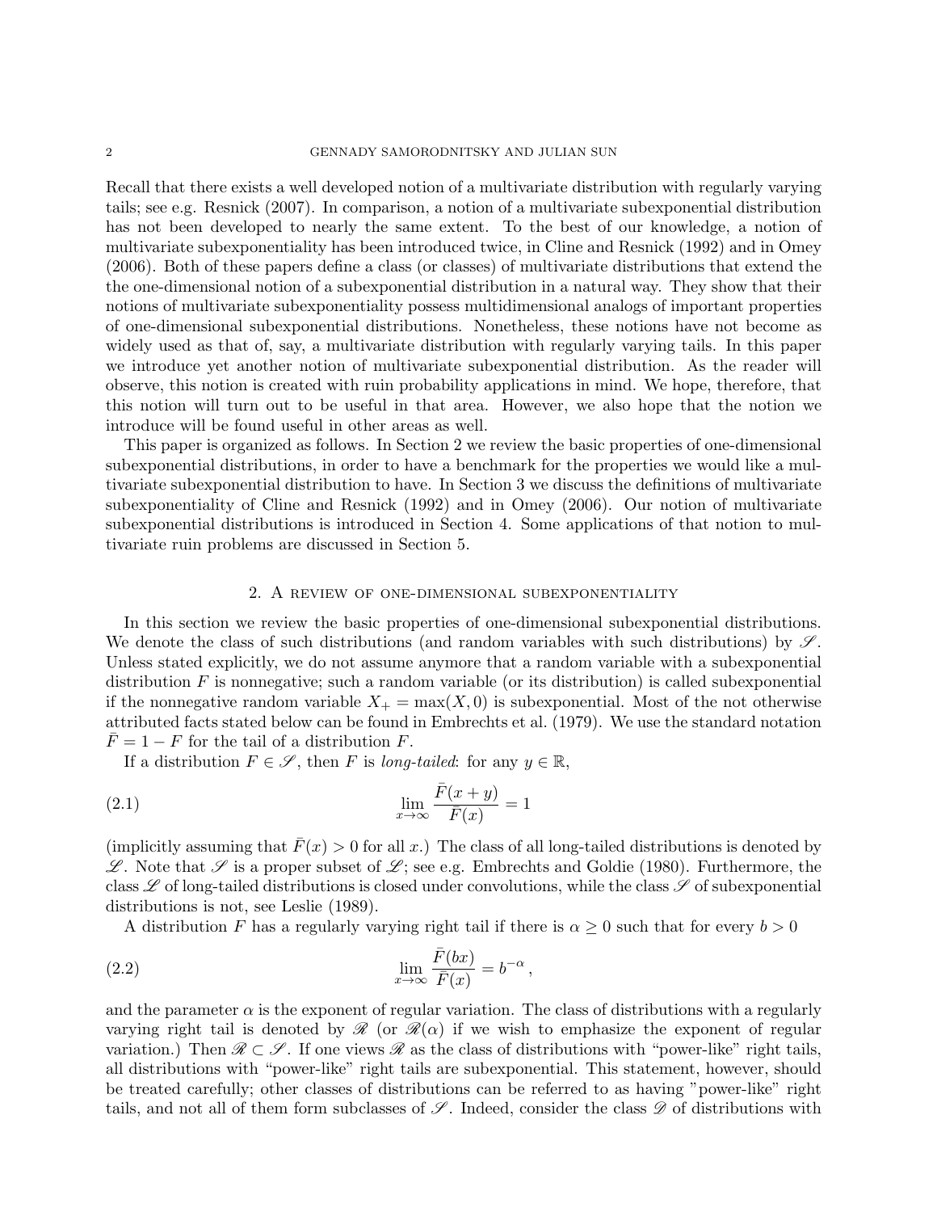Recall that there exists a well developed notion of a multivariate distribution with regularly varying tails; see e.g. Resnick (2007). In comparison, a notion of a multivariate subexponential distribution has not been developed to nearly the same extent. To the best of our knowledge, a notion of multivariate subexponentiality has been introduced twice, in Cline and Resnick (1992) and in Omey (2006). Both of these papers define a class (or classes) of multivariate distributions that extend the the one-dimensional notion of a subexponential distribution in a natural way. They show that their notions of multivariate subexponentiality possess multidimensional analogs of important properties of one-dimensional subexponential distributions. Nonetheless, these notions have not become as widely used as that of, say, a multivariate distribution with regularly varying tails. In this paper we introduce yet another notion of multivariate subexponential distribution. As the reader will observe, this notion is created with ruin probability applications in mind. We hope, therefore, that this notion will turn out to be useful in that area. However, we also hope that the notion we introduce will be found useful in other areas as well.

This paper is organized as follows. In Section 2 we review the basic properties of one-dimensional subexponential distributions, in order to have a benchmark for the properties we would like a multivariate subexponential distribution to have. In Section 3 we discuss the definitions of multivariate subexponentiality of Cline and Resnick (1992) and in Omey (2006). Our notion of multivariate subexponential distributions is introduced in Section 4. Some applications of that notion to multivariate ruin problems are discussed in Section 5.

## 2. A review of one-dimensional subexponentiality

In this section we review the basic properties of one-dimensional subexponential distributions. We denote the class of such distributions (and random variables with such distributions) by $\mathscr{S}$. Unless stated explicitly, we do not assume anymore that a random variable with a subexponential distribution $F$ is nonnegative; such a random variable (or its distribution) is called subexponential if the nonnegative random variable $X_+ = \max(X, 0)$ is subexponential. Most of the not otherwise attributed facts stated below can be found in Embrechts et al. (1979). We use the standard notation $\bar{F} = 1 - F$ for the tail of a distribution $F$.

If a distribution $F \in \mathscr{S}$, then $F$ is *long-tailed*: for any $y \in \mathbb{R}$,

$$\lim_{x\to\infty} \frac{\bar{F}(x+y)}{\bar{F}(x)} = 1 \tag{2.1}$$

(implicitly assuming that $\bar{F}(x) > 0$ for all $x$.) The class of all long-tailed distributions is denoted by $\mathscr{L}$. Note that $\mathscr{S}$ is a proper subset of $\mathscr{L}$; see e.g. Embrechts and Goldie (1980). Furthermore, the class $\mathscr{L}$ of long-tailed distributions is closed under convolutions, while the class $\mathscr{S}$ of subexponential distributions is not, see Leslie (1989).

A distribution $F$ has a regularly varying right tail if there is $\alpha \geq 0$ such that for every $b > 0$

$$\lim_{x\to\infty} \frac{\bar{F}(bx)}{\bar{F}(x)} = b^{-\alpha}, \tag{2.2}$$

and the parameter $\alpha$ is the exponent of regular variation. The class of distributions with a regularly varying right tail is denoted by $\mathscr{R}$ (or $\mathscr{R}(\alpha)$ if we wish to emphasize the exponent of regular variation.) Then $\mathscr{R} \subset \mathscr{S}$. If one views $\mathscr{R}$ as the class of distributions with "power-like" right tails, all distributions with "power-like" right tails are subexponential. This statement, however, should be treated carefully; other classes of distributions can be referred to as having "power-like" right tails, and not all of them form subclasses of $\mathscr{S}$. Indeed, consider the class $\mathscr{D}$ of distributions with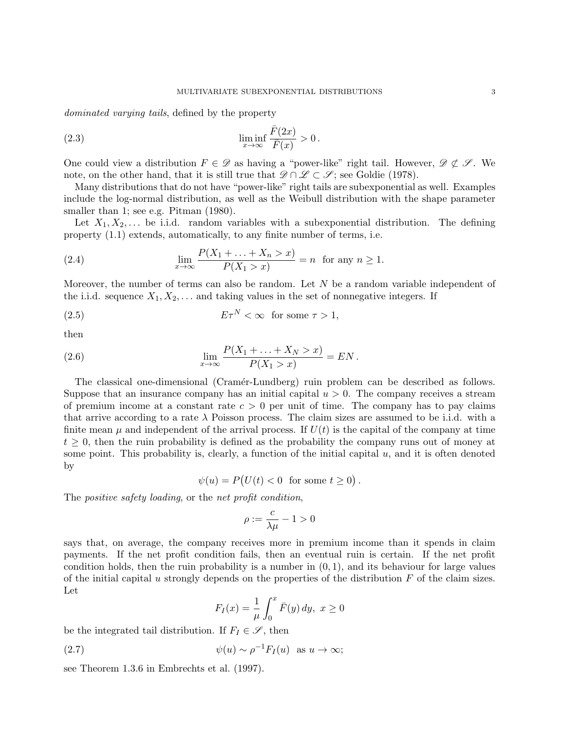*dominated varying tails*, defined by the property

$$\liminf_{x\to\infty} \frac{\bar{F}(2x)}{\bar{F}(x)} > 0\,. \tag{2.3}$$

One could view a distribution $F \in \mathscr{D}$ as having a "power-like" right tail. However, $\mathscr{D} \not\subset \mathscr{S}$. We note, on the other hand, that it is still true that $\mathscr{D} \cap \mathscr{L} \subset \mathscr{S}$; see Goldie (1978).

Many distributions that do not have "power-like" right tails are subexponential as well. Examples include the log-normal distribution, as well as the Weibull distribution with the shape parameter smaller than 1; see e.g. Pitman (1980).

Let $X_1, X_2, \ldots$ be i.i.d. random variables with a subexponential distribution. The defining property (1.1) extends, automatically, to any finite number of terms, i.e.

$$\lim_{x\to\infty} \frac{P(X_1 + \ldots + X_n > x)}{P(X_1 > x)} = n \quad \text{for any } n \geq 1. \tag{2.4}$$

Moreover, the number of terms can also be random. Let $N$ be a random variable independent of the i.i.d. sequence $X_1, X_2, \ldots$ and taking values in the set of nonnegative integers. If

$$E\tau^N < \infty \quad \text{for some } \tau > 1, \tag{2.5}$$

then

$$\lim_{x\to\infty} \frac{P(X_1 + \ldots + X_N > x)}{P(X_1 > x)} = EN\,. \tag{2.6}$$

The classical one-dimensional (Cramér-Lundberg) ruin problem can be described as follows. Suppose that an insurance company has an initial capital $u > 0$. The company receives a stream of premium income at a constant rate $c > 0$ per unit of time. The company has to pay claims that arrive according to a rate $\lambda$ Poisson process. The claim sizes are assumed to be i.i.d. with a finite mean $\mu$ and independent of the arrival process. If $U(t)$ is the capital of the company at time $t \geq 0$, then the ruin probability is defined as the probability the company runs out of money at some point. This probability is, clearly, a function of the initial capital $u$, and it is often denoted by

$$\psi(u) = P\big(U(t) < 0 \;\text{ for some } t \geq 0\big)\,.$$

The *positive safety loading*, or the *net profit condition*,

$$\rho := \frac{c}{\lambda\mu} - 1 > 0$$

says that, on average, the company receives more in premium income than it spends in claim payments. If the net profit condition fails, then an eventual ruin is certain. If the net profit condition holds, then the ruin probability is a number in $(0,1)$, and its behaviour for large values of the initial capital $u$ strongly depends on the properties of the distribution $F$ of the claim sizes. Let

$$F_I(x) = \frac{1}{\mu}\int_0^x \bar{F}(y)\,dy, \;\; x \geq 0$$

be the integrated tail distribution. If $F_I \in \mathscr{S}$, then

$$\psi(u) \sim \rho^{-1} F_I(u) \quad \text{as } u \to \infty; \tag{2.7}$$

see Theorem 1.3.6 in Embrechts et al. (1997).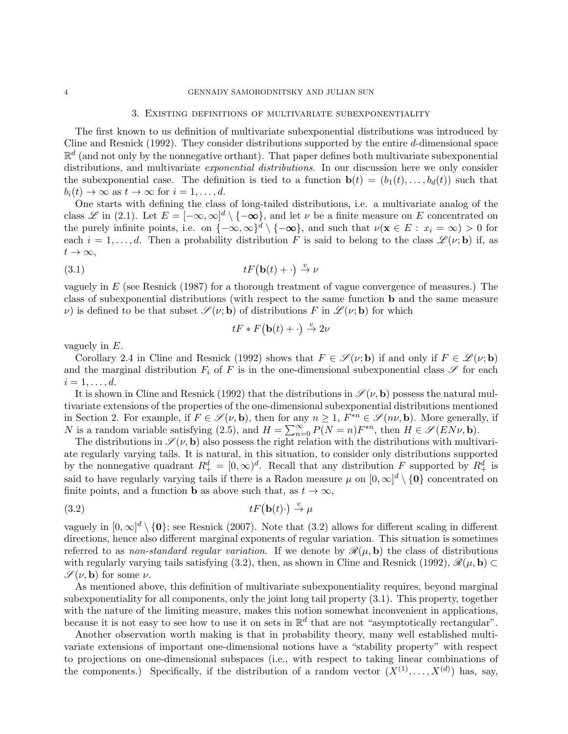## 3. Existing definitions of multivariate subexponentiality

The first known to us definition of multivariate subexponential distributions was introduced by Cline and Resnick (1992). They consider distributions supported by the entire $d$-dimensional space $\mathbb{R}^d$ (and not only by the nonnegative orthant). That paper defines both multivariate subexponential distributions, and multivariate *exponential distributions*. In our discussion here we only consider the subexponential case. The definition is tied to a function $\mathbf{b}(t) = (b_1(t), \ldots, b_d(t))$ such that $b_i(t) \to \infty$ as $t \to \infty$ for $i = 1, \ldots, d$.

One starts with defining the class of long-tailed distributions, i.e. a multivariate analog of the class $\mathscr{L}$ in (2.1). Let $E = [-\infty, \infty]^d \setminus \{-\boldsymbol{\infty}\}$, and let $\nu$ be a finite measure on $E$ concentrated on the purely infinite points, i.e. on $\{-\infty, \infty\}^d \setminus \{-\boldsymbol{\infty}\}$, and such that $\nu(\mathbf{x} \in E : x_i = \infty) > 0$ for each $i = 1, \ldots, d$. Then a probability distribution $F$ is said to belong to the class $\mathscr{L}(\nu; \mathbf{b})$ if, as $t \to \infty$,

$$tF\big(\mathbf{b}(t) + \cdot\big) \xrightarrow{v} \nu \tag{3.1}$$

vaguely in $E$ (see Resnick (1987) for a thorough treatment of vague convergence of measures.) The class of subexponential distributions (with respect to the same function $\mathbf{b}$ and the same measure $\nu$) is defined to be that subset $\mathscr{S}(\nu; \mathbf{b})$ of distributions $F$ in $\mathscr{L}(\nu; \mathbf{b})$ for which

$$tF * F\big(\mathbf{b}(t) + \cdot\big) \xrightarrow{v} 2\nu$$

vaguely in $E$.

Corollary 2.4 in Cline and Resnick (1992) shows that $F \in \mathscr{S}(\nu; \mathbf{b})$ if and only if $F \in \mathscr{L}(\nu; \mathbf{b})$ and the marginal distribution $F_i$ of $F$ is in the one-dimensional subexponential class $\mathscr{S}$ for each $i = 1, \ldots, d$.

It is shown in Cline and Resnick (1992) that the distributions in $\mathscr{S}(\nu, \mathbf{b})$ possess the natural multivariate extensions of the properties of the one-dimensional subexponential distributions mentioned in Section 2. For example, if $F \in \mathscr{S}(\nu, \mathbf{b})$, then for any $n \geq 1$, $F^{*n} \in \mathscr{S}(n\nu, \mathbf{b})$. More generally, if $N$ is a random variable satisfying (2.5), and $H = \sum_{n=0}^{\infty} P(N = n)F^{*n}$, then $H \in \mathscr{S}(EN\nu, \mathbf{b})$.

The distributions in $\mathscr{S}(\nu, \mathbf{b})$ also possess the right relation with the distributions with multivariate regularly varying tails. It is natural, in this situation, to consider only distributions supported by the nonnegative quadrant $R_+^d = [0, \infty)^d$. Recall that any distribution $F$ supported by $R_+^d$ is said to have regularly varying tails if there is a Radon measure $\mu$ on $[0, \infty]^d \setminus \{\mathbf{0}\}$ concentrated on finite points, and a function $\mathbf{b}$ as above such that, as $t \to \infty$,

$$tF\big(\mathbf{b}(t)\cdot\big) \xrightarrow{v} \mu \tag{3.2}$$

vaguely in $[0, \infty]^d \setminus \{\mathbf{0}\}$; see Resnick (2007). Note that (3.2) allows for different scaling in different directions, hence also different marginal exponents of regular variation. This situation is sometimes referred to as *non-standard regular variation*. If we denote by $\mathscr{R}(\mu, \mathbf{b})$ the class of distributions with regularly varying tails satisfying (3.2), then, as shown in Cline and Resnick (1992), $\mathscr{R}(\mu, \mathbf{b}) \subset \mathscr{S}(\nu, \mathbf{b})$ for some $\nu$.

As mentioned above, this definition of multivariate subexponentiality requires, beyond marginal subexponentiality for all components, only the joint long tail property (3.1). This property, together with the nature of the limiting measure, makes this notion somewhat inconvenient in applications, because it is not easy to see how to use it on sets in $\mathbb{R}^d$ that are not "asymptotically rectangular".

Another observation worth making is that in probability theory, many well established multivariate extensions of important one-dimensional notions have a "stability property" with respect to projections on one-dimensional subspaces (i.e., with respect to taking linear combinations of the components.) Specifically, if the distribution of a random vector $(X^{(1)}, \ldots, X^{(d)})$ has, say,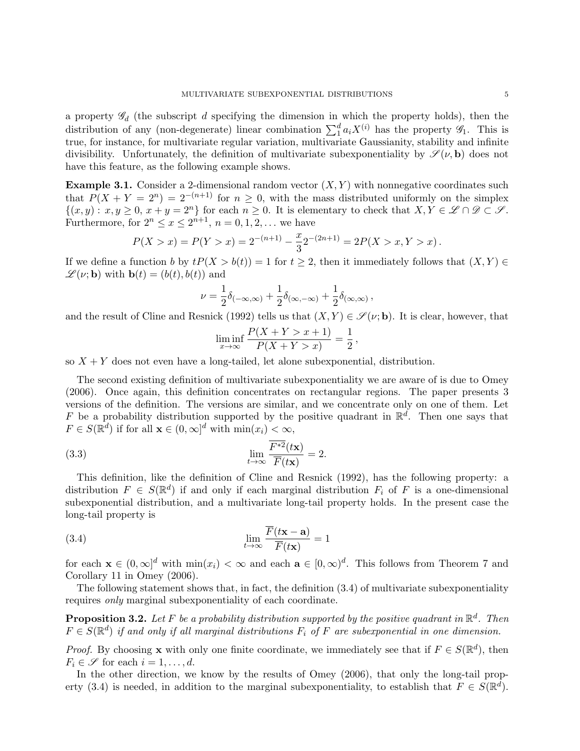a property $\mathscr{G}_d$ (the subscript $d$ specifying the dimension in which the property holds), then the distribution of any (non-degenerate) linear combination $\sum_1^d a_i X^{(i)}$ has the property $\mathscr{G}_1$. This is true, for instance, for multivariate regular variation, multivariate Gaussianity, stability and infinite divisibility. Unfortunately, the definition of multivariate subexponentiality by $\mathscr{S}(\nu, \mathbf{b})$ does not have this feature, as the following example shows.

**Example 3.1.** Consider a 2-dimensional random vector $(X, Y)$ with nonnegative coordinates such that $P(X + Y = 2^n) = 2^{-(n+1)}$ for $n \geq 0$, with the mass distributed uniformly on the simplex $\{(x, y) : x, y \geq 0,\ x + y = 2^n\}$ for each $n \geq 0$. It is elementary to check that $X, Y \in \mathscr{L} \cap \mathscr{D} \subset \mathscr{S}$. Furthermore, for $2^n \leq x \leq 2^{n+1}$, $n = 0, 1, 2, \ldots$ we have

$$P(X > x) = P(Y > x) = 2^{-(n+1)} - \frac{x}{3} 2^{-(2n+1)} = 2P(X > x, Y > x)\,.$$

If we define a function $b$ by $tP(X > b(t)) = 1$ for $t \geq 2$, then it immediately follows that $(X, Y) \in \mathscr{L}(\nu; \mathbf{b})$ with $\mathbf{b}(t) = (b(t), b(t))$ and

$$\nu = \frac{1}{2}\delta_{(-\infty,\infty)} + \frac{1}{2}\delta_{(\infty,-\infty)} + \frac{1}{2}\delta_{(\infty,\infty)}\,,$$

and the result of Cline and Resnick (1992) tells us that $(X, Y) \in \mathscr{S}(\nu; \mathbf{b})$. It is clear, however, that

$$\liminf_{x\to\infty} \frac{P(X + Y > x + 1)}{P(X + Y > x)} = \frac{1}{2}\,,$$

so $X + Y$ does not even have a long-tailed, let alone subexponential, distribution.

The second existing definition of multivariate subexponentiality we are aware of is due to Omey (2006). Once again, this definition concentrates on rectangular regions. The paper presents 3 versions of the definition. The versions are similar, and we concentrate only on one of them. Let $F$ be a probability distribution supported by the positive quadrant in $\mathbb{R}^d$. Then one says that $F \in S(\mathbb{R}^d)$ if for all $\mathbf{x} \in (0, \infty]^d$ with $\min(x_i) < \infty$,

$$\lim_{t\to\infty} \frac{\overline{F^{*2}}(t\mathbf{x})}{\overline{F}(t\mathbf{x})} = 2. \tag{3.3}$$

This definition, like the definition of Cline and Resnick (1992), has the following property: a distribution $F \in S(\mathbb{R}^d)$ if and only if each marginal distribution $F_i$ of $F$ is a one-dimensional subexponential distribution, and a multivariate long-tail property holds. In the present case the long-tail property is

$$\lim_{t\to\infty} \frac{\overline{F}(t\mathbf{x} - \mathbf{a})}{\overline{F}(t\mathbf{x})} = 1 \tag{3.4}$$

for each $\mathbf{x} \in (0, \infty]^d$ with $\min(x_i) < \infty$ and each $\mathbf{a} \in [0, \infty)^d$. This follows from Theorem 7 and Corollary 11 in Omey (2006).

The following statement shows that, in fact, the definition (3.4) of multivariate subexponentiality requires *only* marginal subexponentiality of each coordinate.

**Proposition 3.2.** *Let $F$ be a probability distribution supported by the positive quadrant in $\mathbb{R}^d$. Then $F \in S(\mathbb{R}^d)$ if and only if all marginal distributions $F_i$ of $F$ are subexponential in one dimension.*

*Proof.* By choosing $\mathbf{x}$ with only one finite coordinate, we immediately see that if $F \in S(\mathbb{R}^d)$, then $F_i \in \mathscr{S}$ for each $i = 1, \ldots, d$.

In the other direction, we know by the results of Omey (2006), that only the long-tail property (3.4) is needed, in addition to the marginal subexponentiality, to establish that $F \in S(\mathbb{R}^d)$.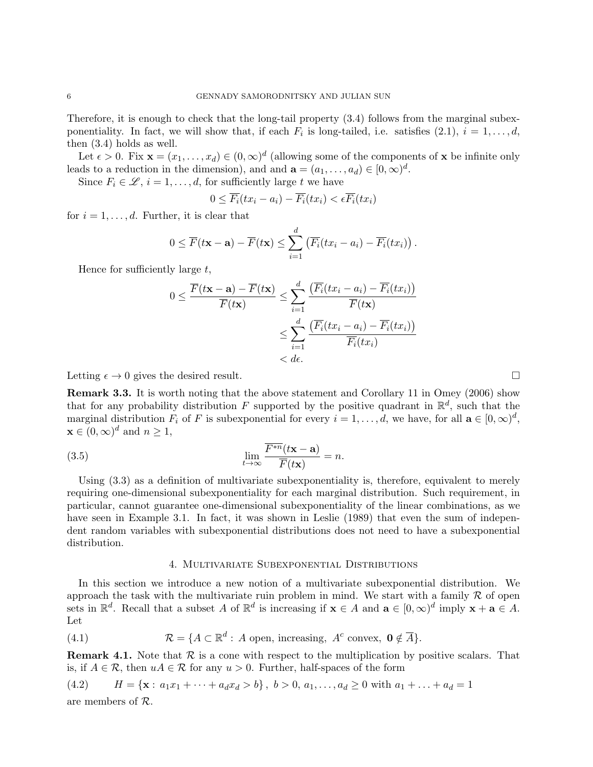Therefore, it is enough to check that the long-tail property (3.4) follows from the marginal subexponentiality. In fact, we will show that, if each $F_i$ is long-tailed, i.e. satisfies (2.1), $i = 1, \ldots, d$, then (3.4) holds as well.

Let $\epsilon > 0$. Fix $\mathbf{x} = (x_1, \ldots, x_d) \in (0, \infty)^d$ (allowing some of the components of $\mathbf{x}$ be infinite only leads to a reduction in the dimension), and and $\mathbf{a} = (a_1, \ldots, a_d) \in [0, \infty)^d$.

Since $F_i \in \mathscr{L}$, $i = 1, \ldots, d$, for sufficiently large $t$ we have

$$0 \le \overline{F_i}(tx_i - a_i) - \overline{F_i}(tx_i) < \epsilon \overline{F_i}(tx_i)$$

for $i = 1, \ldots, d$. Further, it is clear that

$$0 \le \overline{F}(t\mathbf{x} - \mathbf{a}) - \overline{F}(t\mathbf{x}) \le \sum_{i=1}^{d} \left( \overline{F_i}(tx_i - a_i) - \overline{F_i}(tx_i) \right).$$

Hence for sufficiently large $t$,

$$\begin{aligned} 0 \le \frac{\overline{F}(t\mathbf{x} - \mathbf{a}) - \overline{F}(t\mathbf{x})}{\overline{F}(t\mathbf{x})} &\le \sum_{i=1}^{d} \frac{\left( \overline{F_i}(tx_i - a_i) - \overline{F_i}(tx_i) \right)}{\overline{F}(t\mathbf{x})} \\ &\le \sum_{i=1}^{d} \frac{\left( \overline{F_i}(tx_i - a_i) - \overline{F_i}(tx_i) \right)}{\overline{F_i}(tx_i)} \\ &< d\epsilon. \end{aligned}$$

Letting $\epsilon \to 0$ gives the desired result. $\square$

**Remark 3.3.** It is worth noting that the above statement and Corollary 11 in Omey (2006) show that for any probability distribution $F$ supported by the positive quadrant in $\mathbb{R}^d$, such that the marginal distribution $F_i$ of $F$ is subexponential for every $i = 1, \ldots, d$, we have, for all $\mathbf{a} \in [0, \infty)^d$, $\mathbf{x} \in (0, \infty)^d$ and $n \ge 1$,

$$\lim_{t \to \infty} \frac{\overline{F^{*n}}(t\mathbf{x} - \mathbf{a})}{\overline{F}(t\mathbf{x})} = n. \tag{3.5}$$

Using (3.3) as a definition of multivariate subexponentiality is, therefore, equivalent to merely requiring one-dimensional subexponentiality for each marginal distribution. Such requirement, in particular, cannot guarantee one-dimensional subexponentiality of the linear combinations, as we have seen in Example 3.1. In fact, it was shown in Leslie (1989) that even the sum of independent random variables with subexponential distributions does not need to have a subexponential distribution.

## 4. Multivariate Subexponential Distributions

In this section we introduce a new notion of a multivariate subexponential distribution. We approach the task with the multivariate ruin problem in mind. We start with a family $\mathcal{R}$ of open sets in $\mathbb{R}^d$. Recall that a subset $A$ of $\mathbb{R}^d$ is increasing if $\mathbf{x} \in A$ and $\mathbf{a} \in [0, \infty)^d$ imply $\mathbf{x} + \mathbf{a} \in A$. Let

$$\mathcal{R} = \{A \subset \mathbb{R}^d : \, A \text{ open, increasing, } A^c \text{ convex, } \mathbf{0} \notin \overline{A}\}. \tag{4.1}$$

**Remark 4.1.** Note that $\mathcal{R}$ is a cone with respect to the multiplication by positive scalars. That is, if $A \in \mathcal{R}$, then $uA \in \mathcal{R}$ for any $u > 0$. Further, half-spaces of the form

$$H = \{\mathbf{x} : \, a_1 x_1 + \cdots + a_d x_d > b\}, \; b > 0, \, a_1, \ldots, a_d \ge 0 \text{ with } a_1 + \ldots + a_d = 1 \tag{4.2}$$

are members of $\mathcal{R}$.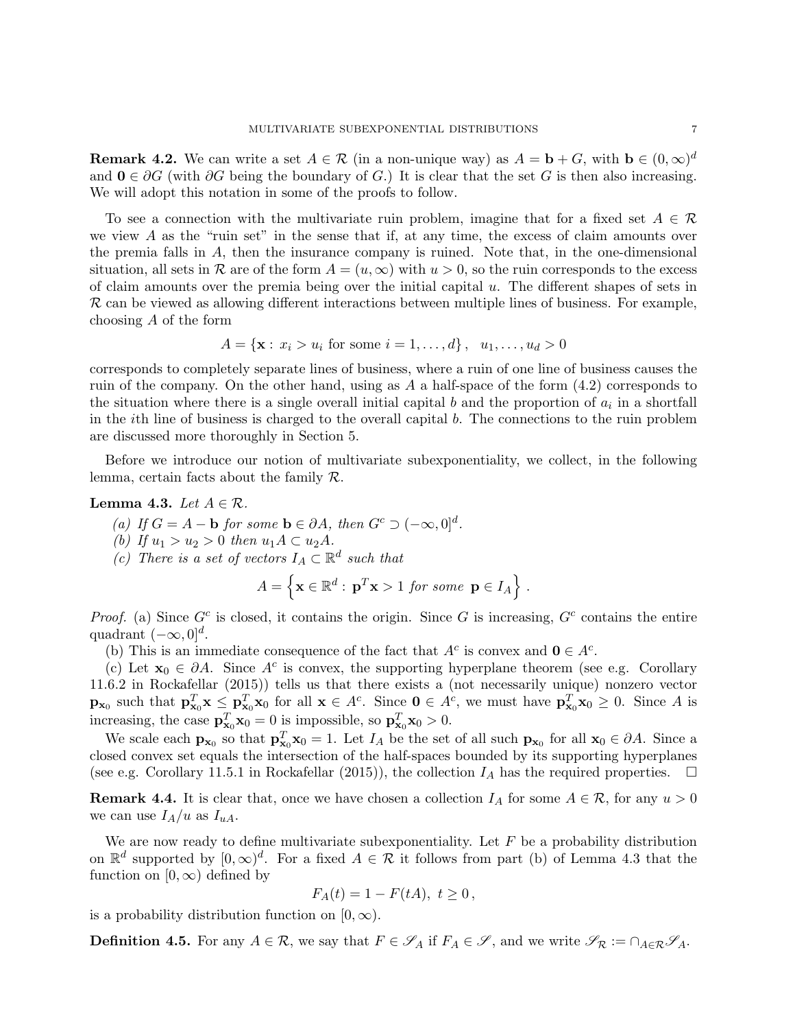**Remark 4.2.** We can write a set $A \in \mathcal{R}$ (in a non-unique way) as $A = \mathbf{b} + G$, with $\mathbf{b} \in (0, \infty)^d$ and $\mathbf{0} \in \partial G$ (with $\partial G$ being the boundary of $G$.) It is clear that the set $G$ is then also increasing. We will adopt this notation in some of the proofs to follow.

To see a connection with the multivariate ruin problem, imagine that for a fixed set $A \in \mathcal{R}$ we view $A$ as the "ruin set" in the sense that if, at any time, the excess of claim amounts over the premia falls in $A$, then the insurance company is ruined. Note that, in the one-dimensional situation, all sets in $\mathcal{R}$ are of the form $A = (u, \infty)$ with $u > 0$, so the ruin corresponds to the excess of claim amounts over the premia being over the initial capital $u$. The different shapes of sets in $\mathcal{R}$ can be viewed as allowing different interactions between multiple lines of business. For example, choosing $A$ of the form

$$A = \{\mathbf{x} : \, x_i > u_i \text{ for some } i = 1, \ldots, d\}, \quad u_1, \ldots, u_d > 0$$

corresponds to completely separate lines of business, where a ruin of one line of business causes the ruin of the company. On the other hand, using as $A$ a half-space of the form (4.2) corresponds to the situation where there is a single overall initial capital $b$ and the proportion of $a_i$ in a shortfall in the $i$th line of business is charged to the overall capital $b$. The connections to the ruin problem are discussed more thoroughly in Section 5.

Before we introduce our notion of multivariate subexponentiality, we collect, in the following lemma, certain facts about the family $\mathcal{R}$.

**Lemma 4.3.** *Let* $A \in \mathcal{R}$.

*(a) If* $G = A - \mathbf{b}$ *for some* $\mathbf{b} \in \partial A$*, then* $G^c \supset (-\infty, 0]^d$.

*(b) If* $u_1 > u_2 > 0$ *then* $u_1 A \subset u_2 A$.

*(c) There is a set of vectors* $I_A \subset \mathbb{R}^d$ *such that*

$$A = \left\{ \mathbf{x} \in \mathbb{R}^d : \, \mathbf{p}^T \mathbf{x} > 1 \text{ for some } \mathbf{p} \in I_A \right\}.$$

*Proof.* (a) Since $G^c$ is closed, it contains the origin. Since $G$ is increasing, $G^c$ contains the entire quadrant $(-\infty, 0]^d$.

(b) This is an immediate consequence of the fact that $A^c$ is convex and $\mathbf{0} \in A^c$.

(c) Let $\mathbf{x}_0 \in \partial A$. Since $A^c$ is convex, the supporting hyperplane theorem (see e.g. Corollary 11.6.2 in Rockafellar (2015)) tells us that there exists a (not necessarily unique) nonzero vector $\mathbf{p}_{\mathbf{x}_0}$ such that $\mathbf{p}_{\mathbf{x}_0}^T \mathbf{x} \le \mathbf{p}_{\mathbf{x}_0}^T \mathbf{x}_0$ for all $\mathbf{x} \in A^c$. Since $\mathbf{0} \in A^c$, we must have $\mathbf{p}_{\mathbf{x}_0}^T \mathbf{x}_0 \ge 0$. Since $A$ is increasing, the case $\mathbf{p}_{\mathbf{x}_0}^T \mathbf{x}_0 = 0$ is impossible, so $\mathbf{p}_{\mathbf{x}_0}^T \mathbf{x}_0 > 0$.

We scale each $\mathbf{p}_{\mathbf{x}_0}$ so that $\mathbf{p}_{\mathbf{x}_0}^T \mathbf{x}_0 = 1$. Let $I_A$ be the set of all such $\mathbf{p}_{\mathbf{x}_0}$ for all $\mathbf{x}_0 \in \partial A$. Since a closed convex set equals the intersection of the half-spaces bounded by its supporting hyperplanes (see e.g. Corollary 11.5.1 in Rockafellar (2015)), the collection $I_A$ has the required properties. $\square$

**Remark 4.4.** It is clear that, once we have chosen a collection $I_A$ for some $A \in \mathcal{R}$, for any $u > 0$ we can use $I_A/u$ as $I_{uA}$.

We are now ready to define multivariate subexponentiality. Let $F$ be a probability distribution on $\mathbb{R}^d$ supported by $[0, \infty)^d$. For a fixed $A \in \mathcal{R}$ it follows from part (b) of Lemma 4.3 that the function on $[0, \infty)$ defined by

$$F_A(t) = 1 - F(tA), \; t \ge 0,$$

is a probability distribution function on $[0, \infty)$.

**Definition 4.5.** For any $A \in \mathcal{R}$, we say that $F \in \mathscr{S}_A$ if $F_A \in \mathscr{S}$, and we write $\mathscr{S}_{\mathcal{R}} := \cap_{A \in \mathcal{R}} \mathscr{S}_A$.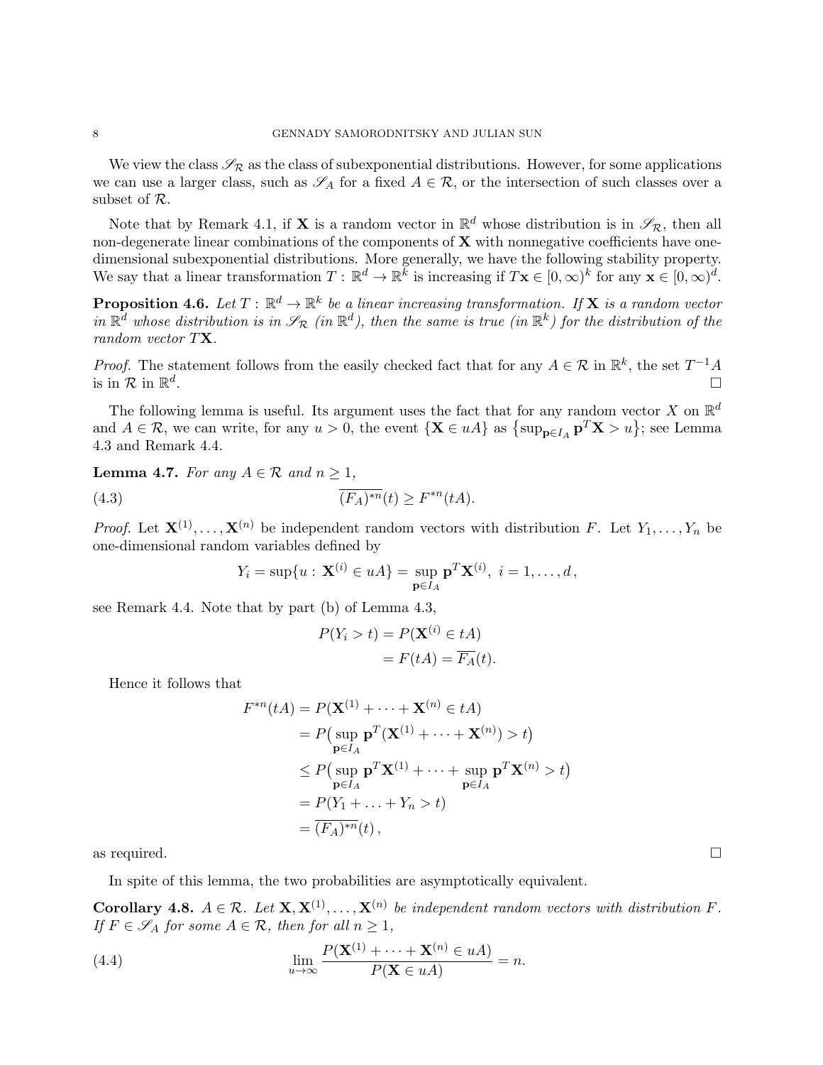We view the class $\mathscr{S}_{\mathcal{R}}$ as the class of subexponential distributions. However, for some applications we can use a larger class, such as $\mathscr{S}_A$ for a fixed $A \in \mathcal{R}$, or the intersection of such classes over a subset of $\mathcal{R}$.

Note that by Remark 4.1, if $\mathbf{X}$ is a random vector in $\mathbb{R}^d$ whose distribution is in $\mathscr{S}_{\mathcal{R}}$, then all non-degenerate linear combinations of the components of $\mathbf{X}$ with nonnegative coefficients have one-dimensional subexponential distributions. More generally, we have the following stability property. We say that a linear transformation $T : \mathbb{R}^d \to \mathbb{R}^k$ is increasing if $T\mathbf{x} \in [0, \infty)^k$ for any $\mathbf{x} \in [0, \infty)^d$.

**Proposition 4.6.** *Let $T : \mathbb{R}^d \to \mathbb{R}^k$ be a linear increasing transformation. If $\mathbf{X}$ is a random vector in $\mathbb{R}^d$ whose distribution is in $\mathscr{S}_{\mathcal{R}}$ (in $\mathbb{R}^d$), then the same is true (in $\mathbb{R}^k$) for the distribution of the random vector $T\mathbf{X}$.*

*Proof.* The statement follows from the easily checked fact that for any $A \in \mathcal{R}$ in $\mathbb{R}^k$, the set $T^{-1}A$ is in $\mathcal{R}$ in $\mathbb{R}^d$. □

The following lemma is useful. Its argument uses the fact that for any random vector $X$ on $\mathbb{R}^d$ and $A \in \mathcal{R}$, we can write, for any $u > 0$, the event $\{\mathbf{X} \in uA\}$ as $\{\sup_{\mathbf{p} \in I_A} \mathbf{p}^T\mathbf{X} > u\}$; see Lemma 4.3 and Remark 4.4.

**Lemma 4.7.** *For any $A \in \mathcal{R}$ and $n \geq 1$,*

$$\overline{(F_A)^{*n}}(t) \geq F^{*n}(tA). \tag{4.3}$$

*Proof.* Let $\mathbf{X}^{(1)}, \ldots, \mathbf{X}^{(n)}$ be independent random vectors with distribution $F$. Let $Y_1, \ldots, Y_n$ be one-dimensional random variables defined by

$$Y_i = \sup\{u : \mathbf{X}^{(i)} \in uA\} = \sup_{\mathbf{p} \in I_A} \mathbf{p}^T\mathbf{X}^{(i)}, \ i = 1, \ldots, d,$$

see Remark 4.4. Note that by part (b) of Lemma 4.3,

$$\begin{aligned} P(Y_i > t) &= P(\mathbf{X}^{(i)} \in tA) \\ &= F(tA) = \overline{F_A}(t). \end{aligned}$$

Hence it follows that

$$\begin{aligned} F^{*n}(tA) &= P(\mathbf{X}^{(1)} + \cdots + \mathbf{X}^{(n)} \in tA) \\ &= P\big(\sup_{\mathbf{p} \in I_A} \mathbf{p}^T(\mathbf{X}^{(1)} + \cdots + \mathbf{X}^{(n)}) > t\big) \\ &\leq P\big(\sup_{\mathbf{p} \in I_A} \mathbf{p}^T\mathbf{X}^{(1)} + \cdots + \sup_{\mathbf{p} \in I_A} \mathbf{p}^T\mathbf{X}^{(n)} > t\big) \\ &= P(Y_1 + \ldots + Y_n > t) \\ &= \overline{(F_A)^{*n}}(t), \end{aligned}$$

as required. □

In spite of this lemma, the two probabilities are asymptotically equivalent.

**Corollary 4.8.** $A \in \mathcal{R}$. *Let $\mathbf{X}, \mathbf{X}^{(1)}, \ldots, \mathbf{X}^{(n)}$ be independent random vectors with distribution $F$. If $F \in \mathscr{S}_A$ for some $A \in \mathcal{R}$, then for all $n \geq 1$,*

$$\lim_{u \to \infty} \frac{P(\mathbf{X}^{(1)} + \cdots + \mathbf{X}^{(n)} \in uA)}{P(\mathbf{X} \in uA)} = n. \tag{4.4}$$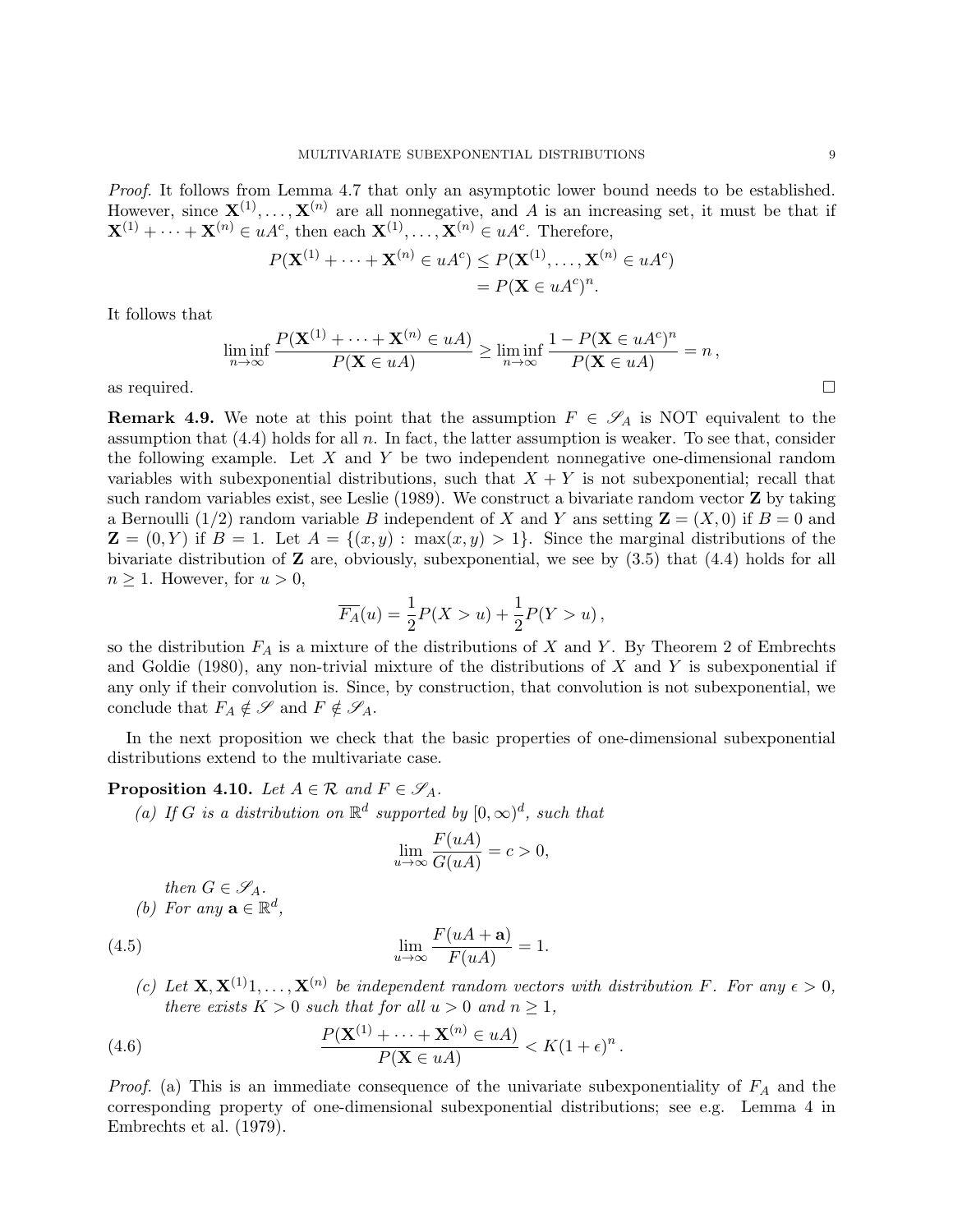*Proof.* It follows from Lemma 4.7 that only an asymptotic lower bound needs to be established. However, since $\mathbf{X}^{(1)}, \dots, \mathbf{X}^{(n)}$ are all nonnegative, and $A$ is an increasing set, it must be that if $\mathbf{X}^{(1)} + \cdots + \mathbf{X}^{(n)} \in uA^c$, then each $\mathbf{X}^{(1)}, \dots, \mathbf{X}^{(n)} \in uA^c$. Therefore,

$$
\begin{aligned}
P(\mathbf{X}^{(1)} + \cdots + \mathbf{X}^{(n)} \in uA^c) &\leq P(\mathbf{X}^{(1)}, \dots, \mathbf{X}^{(n)} \in uA^c) \\
&= P(\mathbf{X} \in uA^c)^n.
\end{aligned}
$$

It follows that

$$
\liminf_{n\to\infty} \frac{P(\mathbf{X}^{(1)} + \cdots + \mathbf{X}^{(n)} \in uA)}{P(\mathbf{X} \in uA)} \geq \liminf_{n\to\infty} \frac{1 - P(\mathbf{X} \in uA^c)^n}{P(\mathbf{X} \in uA)} = n\,,
$$

as required. $\square$

**Remark 4.9.** We note at this point that the assumption $F \in \mathscr{S}_A$ is NOT equivalent to the assumption that (4.4) holds for all $n$. In fact, the latter assumption is weaker. To see that, consider the following example. Let $X$ and $Y$ be two independent nonnegative one-dimensional random variables with subexponential distributions, such that $X + Y$ is not subexponential; recall that such random variables exist, see Leslie (1989). We construct a bivariate random vector $\mathbf{Z}$ by taking a Bernoulli $(1/2)$ random variable $B$ independent of $X$ and $Y$ ans setting $\mathbf{Z} = (X, 0)$ if $B = 0$ and $\mathbf{Z} = (0, Y)$ if $B = 1$. Let $A = \{(x, y) : \max(x, y) > 1\}$. Since the marginal distributions of the bivariate distribution of $\mathbf{Z}$ are, obviously, subexponential, we see by (3.5) that (4.4) holds for all $n \geq 1$. However, for $u > 0$,

$$
\overline{F_A}(u) = \frac{1}{2}P(X > u) + \frac{1}{2}P(Y > u)\,,
$$

so the distribution $F_A$ is a mixture of the distributions of $X$ and $Y$. By Theorem 2 of Embrechts and Goldie (1980), any non-trivial mixture of the distributions of $X$ and $Y$ is subexponential if any only if their convolution is. Since, by construction, that convolution is not subexponential, we conclude that $F_A \notin \mathscr{S}$ and $F \notin \mathscr{S}_A$.

In the next proposition we check that the basic properties of one-dimensional subexponential distributions extend to the multivariate case.

**Proposition 4.10.** *Let $A \in \mathcal{R}$ and $F \in \mathscr{S}_A$.*

*(a) If $G$ is a distribution on $\mathbb{R}^d$ supported by $[0, \infty)^d$, such that*

$$
\lim_{u\to\infty} \frac{F(uA)}{G(uA)} = c > 0,
$$

*then $G \in \mathscr{S}_A$.*

*(b) For any $\mathbf{a} \in \mathbb{R}^d$,*

$$
\lim_{u\to\infty} \frac{F(uA + \mathbf{a})}{F(uA)} = 1. \tag{4.5}
$$

*(c) Let $\mathbf{X}, \mathbf{X}^{(1)}1, \dots, \mathbf{X}^{(n)}$ be independent random vectors with distribution $F$. For any $\epsilon > 0$, there exists $K > 0$ such that for all $u > 0$ and $n \geq 1$,*

$$
\frac{P(\mathbf{X}^{(1)} + \cdots + \mathbf{X}^{(n)} \in uA)}{P(\mathbf{X} \in uA)} < K(1 + \epsilon)^n\,. \tag{4.6}
$$

*Proof.* (a) This is an immediate consequence of the univariate subexponentiality of $F_A$ and the corresponding property of one-dimensional subexponential distributions; see e.g. Lemma 4 in Embrechts et al. (1979).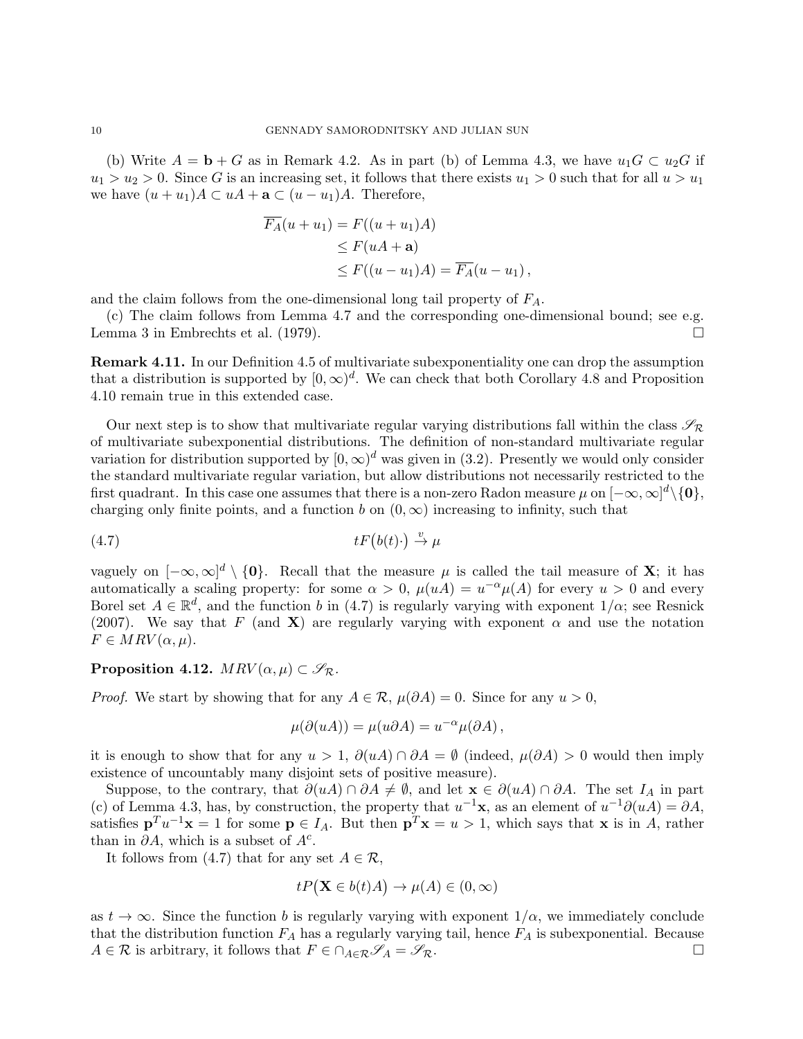(b) Write $A = \mathbf{b} + G$ as in Remark 4.2. As in part (b) of Lemma 4.3, we have $u_1 G \subset u_2 G$ if $u_1 > u_2 > 0$. Since $G$ is an increasing set, it follows that there exists $u_1 > 0$ such that for all $u > u_1$ we have $(u + u_1)A \subset uA + \mathbf{a} \subset (u - u_1)A$. Therefore,

$$
\begin{aligned}
\overline{F_A}(u + u_1) &= F((u + u_1)A) \\
&\leq F(uA + \mathbf{a}) \\
&\leq F((u - u_1)A) = \overline{F_A}(u - u_1)\,,
\end{aligned}
$$

and the claim follows from the one-dimensional long tail property of $F_A$.

(c) The claim follows from Lemma 4.7 and the corresponding one-dimensional bound; see e.g. Lemma 3 in Embrechts et al. (1979). $\square$

**Remark 4.11.** In our Definition 4.5 of multivariate subexponentiality one can drop the assumption that a distribution is supported by $[0,\infty)^d$. We can check that both Corollary 4.8 and Proposition 4.10 remain true in this extended case.

Our next step is to show that multivariate regular varying distributions fall within the class $\mathscr{S}_{\mathcal{R}}$ of multivariate subexponential distributions. The definition of non-standard multivariate regular variation for distribution supported by $[0,\infty)^d$ was given in (3.2). Presently we would only consider the standard multivariate regular variation, but allow distributions not necessarily restricted to the first quadrant. In this case one assumes that there is a non-zero Radon measure $\mu$ on $[-\infty,\infty]^d \setminus \{\mathbf{0}\}$, charging only finite points, and a function $b$ on $(0,\infty)$ increasing to infinity, such that

$$
tF\big(b(t)\cdot\big) \xrightarrow{v} \mu \tag{4.7}
$$

vaguely on $[-\infty,\infty]^d \setminus \{\mathbf{0}\}$. Recall that the measure $\mu$ is called the tail measure of $\mathbf{X}$; it has automatically a scaling property: for some $\alpha > 0$, $\mu(uA) = u^{-\alpha}\mu(A)$ for every $u > 0$ and every Borel set $A \in \mathbb{R}^d$, and the function $b$ in (4.7) is regularly varying with exponent $1/\alpha$; see Resnick (2007). We say that $F$ (and $\mathbf{X}$) are regularly varying with exponent $\alpha$ and use the notation $F \in MRV(\alpha,\mu)$.

**Proposition 4.12.** *$MRV(\alpha,\mu) \subset \mathscr{S}_{\mathcal{R}}$.*

*Proof.* We start by showing that for any $A \in \mathcal{R}$, $\mu(\partial A) = 0$. Since for any $u > 0$,

$$
\mu(\partial(uA)) = \mu(u\partial A) = u^{-\alpha}\mu(\partial A)\,,
$$

it is enough to show that for any $u > 1$, $\partial(uA) \cap \partial A = \emptyset$ (indeed, $\mu(\partial A) > 0$ would then imply existence of uncountably many disjoint sets of positive measure).

Suppose, to the contrary, that $\partial(uA) \cap \partial A \neq \emptyset$, and let $\mathbf{x} \in \partial(uA) \cap \partial A$. The set $I_A$ in part (c) of Lemma 4.3, has, by construction, the property that $u^{-1}\mathbf{x}$, as an element of $u^{-1}\partial(uA) = \partial A$, satisfies $\mathbf{p}^T u^{-1}\mathbf{x} = 1$ for some $\mathbf{p} \in I_A$. But then $\mathbf{p}^T\mathbf{x} = u > 1$, which says that $\mathbf{x}$ is in $A$, rather than in $\partial A$, which is a subset of $A^c$.

It follows from (4.7) that for any set $A \in \mathcal{R}$,

$$
tP\big(\mathbf{X} \in b(t)A\big) \to \mu(A) \in (0,\infty)
$$

as $t \to \infty$. Since the function $b$ is regularly varying with exponent $1/\alpha$, we immediately conclude that the distribution function $F_A$ has a regularly varying tail, hence $F_A$ is subexponential. Because $A \in \mathcal{R}$ is arbitrary, it follows that $F \in \cap_{A\in\mathcal{R}}\mathscr{S}_A = \mathscr{S}_{\mathcal{R}}$. $\square$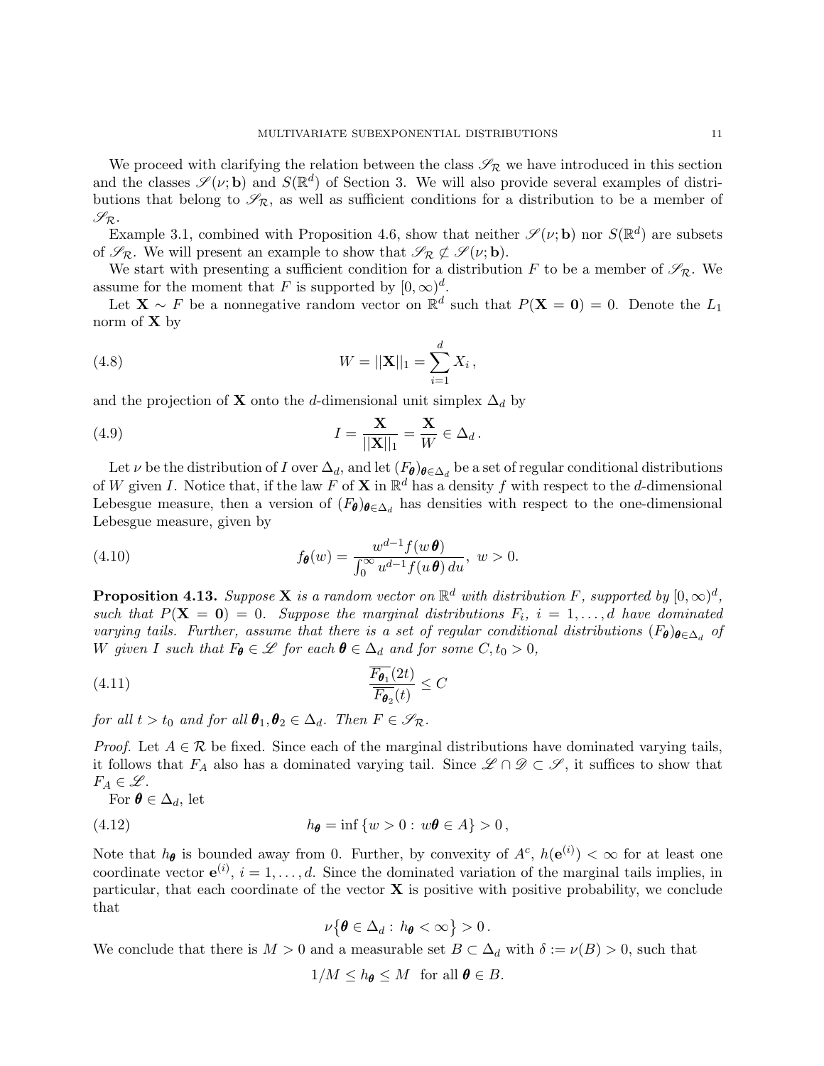We proceed with clarifying the relation between the class $\mathscr{S}_{\mathcal{R}}$ we have introduced in this section and the classes $\mathscr{S}(\nu; \mathbf{b})$ and $S(\mathbb{R}^d)$ of Section 3. We will also provide several examples of distributions that belong to $\mathscr{S}_{\mathcal{R}}$, as well as sufficient conditions for a distribution to be a member of $\mathscr{S}_{\mathcal{R}}$.

Example 3.1, combined with Proposition 4.6, show that neither $\mathscr{S}(\nu; \mathbf{b})$ nor $S(\mathbb{R}^d)$ are subsets of $\mathscr{S}_{\mathcal{R}}$. We will present an example to show that $\mathscr{S}_{\mathcal{R}} \not\subset \mathscr{S}(\nu; \mathbf{b})$.

We start with presenting a sufficient condition for a distribution $F$ to be a member of $\mathscr{S}_{\mathcal{R}}$. We assume for the moment that $F$ is supported by $[0, \infty)^d$.

Let $\mathbf{X} \sim F$ be a nonnegative random vector on $\mathbb{R}^d$ such that $P(\mathbf{X} = \mathbf{0}) = 0$. Denote the $L_1$ norm of $\mathbf{X}$ by

$$W = ||\mathbf{X}||_1 = \sum_{i=1}^{d} X_i \,, \tag{4.8}$$

and the projection of $\mathbf{X}$ onto the $d$-dimensional unit simplex $\Delta_d$ by

$$I = \frac{\mathbf{X}}{||\mathbf{X}||_1} = \frac{\mathbf{X}}{W} \in \Delta_d \,. \tag{4.9}$$

Let $\nu$ be the distribution of $I$ over $\Delta_d$, and let $(F_{\boldsymbol{\theta}})_{\boldsymbol{\theta} \in \Delta_d}$ be a set of regular conditional distributions of $W$ given $I$. Notice that, if the law $F$ of $\mathbf{X}$ in $\mathbb{R}^d$ has a density $f$ with respect to the $d$-dimensional Lebesgue measure, then a version of $(F_{\boldsymbol{\theta}})_{\boldsymbol{\theta} \in \Delta_d}$ has densities with respect to the one-dimensional Lebesgue measure, given by

$$f_{\boldsymbol{\theta}}(w) = \frac{w^{d-1} f(w\boldsymbol{\theta})}{\int_0^\infty u^{d-1} f(u\boldsymbol{\theta})\, du}, \; w > 0. \tag{4.10}$$

**Proposition 4.13.** *Suppose $\mathbf{X}$ is a random vector on $\mathbb{R}^d$ with distribution $F$, supported by $[0, \infty)^d$, such that $P(\mathbf{X} = \mathbf{0}) = 0$. Suppose the marginal distributions $F_i$, $i = 1, \ldots, d$ have dominated varying tails. Further, assume that there is a set of regular conditional distributions $(F_{\boldsymbol{\theta}})_{\boldsymbol{\theta} \in \Delta_d}$ of $W$ given $I$ such that $F_{\boldsymbol{\theta}} \in \mathscr{L}$ for each $\boldsymbol{\theta} \in \Delta_d$ and for some $C, t_0 > 0$,*

$$\frac{\overline{F_{\boldsymbol{\theta}_1}}(2t)}{\overline{F_{\boldsymbol{\theta}_2}}(t)} \leq C \tag{4.11}$$

*for all $t > t_0$ and for all $\boldsymbol{\theta}_1, \boldsymbol{\theta}_2 \in \Delta_d$. Then $F \in \mathscr{S}_{\mathcal{R}}$.*

*Proof.* Let $A \in \mathcal{R}$ be fixed. Since each of the marginal distributions have dominated varying tails, it follows that $F_A$ also has a dominated varying tail. Since $\mathscr{L} \cap \mathscr{D} \subset \mathscr{S}$, it suffices to show that $F_A \in \mathscr{L}$.

For $\boldsymbol{\theta} \in \Delta_d$, let

$$h_{\boldsymbol{\theta}} = \inf \{ w > 0 : \, w\boldsymbol{\theta} \in A \} > 0 \,, \tag{4.12}$$

Note that $h_{\boldsymbol{\theta}}$ is bounded away from 0. Further, by convexity of $A^c$, $h(\mathbf{e}^{(i)}) < \infty$ for at least one coordinate vector $\mathbf{e}^{(i)}$, $i = 1, \ldots, d$. Since the dominated variation of the marginal tails implies, in particular, that each coordinate of the vector $\mathbf{X}$ is positive with positive probability, we conclude that

$$\nu\big\{ \boldsymbol{\theta} \in \Delta_d : \, h_{\boldsymbol{\theta}} < \infty \big\} > 0 \,.$$

We conclude that there is $M > 0$ and a measurable set $B \subset \Delta_d$ with $\delta := \nu(B) > 0$, such that

$$1/M \leq h_{\boldsymbol{\theta}} \leq M \;\; \text{for all } \boldsymbol{\theta} \in B.$$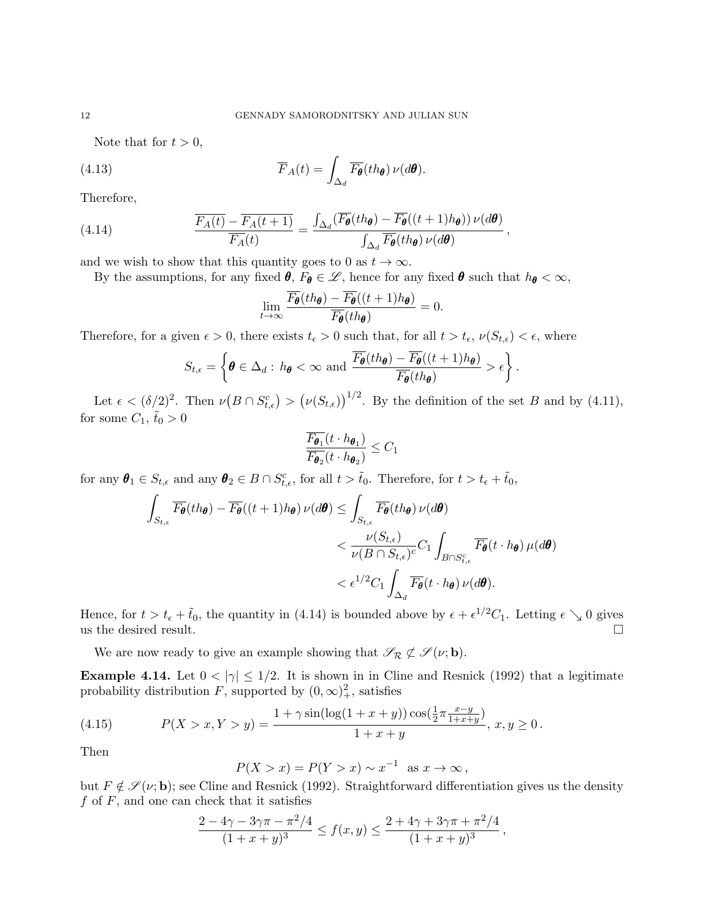Note that for $t > 0$,

$$\overline{F}_A(t) = \int_{\Delta_d} \overline{F_{\boldsymbol{\theta}}}(th_{\boldsymbol{\theta}})\, \nu(d\boldsymbol{\theta}). \tag{4.13}$$

Therefore,

$$\frac{\overline{F_A(t)} - \overline{F_A(t+1)}}{\overline{F_A}(t)} = \frac{\int_{\Delta_d} (\overline{F_{\boldsymbol{\theta}}}(th_{\boldsymbol{\theta}}) - \overline{F_{\boldsymbol{\theta}}}((t+1)h_{\boldsymbol{\theta}}))\, \nu(d\boldsymbol{\theta})}{\int_{\Delta_d} \overline{F_{\boldsymbol{\theta}}}(th_{\boldsymbol{\theta}})\, \nu(d\boldsymbol{\theta})}, \tag{4.14}$$

and we wish to show that this quantity goes to 0 as $t \to \infty$.

By the assumptions, for any fixed $\boldsymbol{\theta}$, $F_{\boldsymbol{\theta}} \in \mathscr{L}$, hence for any fixed $\boldsymbol{\theta}$ such that $h_{\boldsymbol{\theta}} < \infty$,

$$\lim_{t\to\infty} \frac{\overline{F_{\boldsymbol{\theta}}}(th_{\boldsymbol{\theta}}) - \overline{F_{\boldsymbol{\theta}}}((t+1)h_{\boldsymbol{\theta}})}{\overline{F_{\boldsymbol{\theta}}}(th_{\boldsymbol{\theta}})} = 0.$$

Therefore, for a given $\epsilon > 0$, there exists $t_\epsilon > 0$ such that, for all $t > t_\epsilon$, $\nu(S_{t,\epsilon}) < \epsilon$, where

$$S_{t,\epsilon} = \left\{ \boldsymbol{\theta} \in \Delta_d : \, h_{\boldsymbol{\theta}} < \infty \text{ and } \frac{\overline{F_{\boldsymbol{\theta}}}(th_{\boldsymbol{\theta}}) - \overline{F_{\boldsymbol{\theta}}}((t+1)h_{\boldsymbol{\theta}})}{\overline{F_{\boldsymbol{\theta}}}(th_{\boldsymbol{\theta}})} > \epsilon \right\}.$$

Let $\epsilon < (\delta/2)^2$. Then $\nu\big(B \cap S_{t,\epsilon}^c\big) > \big(\nu(S_{t,\epsilon})\big)^{1/2}$. By the definition of the set $B$ and by (4.11), for some $C_1$, $\tilde{t}_0 > 0$

$$\frac{\overline{F_{\boldsymbol{\theta}_1}}(t \cdot h_{\boldsymbol{\theta}_1})}{\overline{F_{\boldsymbol{\theta}_2}}(t \cdot h_{\boldsymbol{\theta}_2})} \le C_1$$

for any $\boldsymbol{\theta}_1 \in S_{t,\epsilon}$ and any $\boldsymbol{\theta}_2 \in B \cap S_{t,\epsilon}^c$, for all $t > \tilde{t}_0$. Therefore, for $t > t_\epsilon + \tilde{t}_0$,

$$\begin{aligned}
\int_{S_{t,\epsilon}} \overline{F_{\boldsymbol{\theta}}}(th_{\boldsymbol{\theta}}) - \overline{F_{\boldsymbol{\theta}}}((t+1)h_{\boldsymbol{\theta}})\, \nu(d\boldsymbol{\theta}) &\le \int_{S_{t,\epsilon}} \overline{F_{\boldsymbol{\theta}}}(th_{\boldsymbol{\theta}})\, \nu(d\boldsymbol{\theta}) \\
&< \frac{\nu(S_{t,\epsilon})}{\nu(B \cap S_{t,\epsilon})^c} C_1 \int_{B \cap S_{t,\epsilon}^c} \overline{F_{\boldsymbol{\theta}}}(t \cdot h_{\boldsymbol{\theta}})\, \mu(d\boldsymbol{\theta}) \\
&< \epsilon^{1/2} C_1 \int_{\Delta_d} \overline{F_{\boldsymbol{\theta}}}(t \cdot h_{\boldsymbol{\theta}})\, \nu(d\boldsymbol{\theta}).
\end{aligned}$$

Hence, for $t > t_\epsilon + \tilde{t}_0$, the quantity in (4.14) is bounded above by $\epsilon + \epsilon^{1/2} C_1$. Letting $\epsilon \searrow 0$ gives us the desired result. $\square$

We are now ready to give an example showing that $\mathscr{S}_{\mathcal{R}} \not\subset \mathscr{S}(\nu; \mathbf{b})$.

**Example 4.14.** Let $0 < |\gamma| \le 1/2$. It is shown in in Cline and Resnick (1992) that a legitimate probability distribution $F$, supported by $(0,\infty)_+^2$, satisfies

$$P(X > x, Y > y) = \frac{1 + \gamma \sin(\log(1 + x + y)) \cos(\frac{1}{2}\pi \frac{x-y}{1+x+y})}{1 + x + y}, \; x, y \ge 0\,. \tag{4.15}$$

Then

$$P(X > x) = P(Y > x) \sim x^{-1} \;\; \text{as } x \to \infty\,,$$

but $F \notin \mathscr{S}(\nu; \mathbf{b})$; see Cline and Resnick (1992). Straightforward differentiation gives us the density $f$ of $F$, and one can check that it satisfies

$$\frac{2 - 4\gamma - 3\gamma\pi - \pi^2/4}{(1 + x + y)^3} \le f(x, y) \le \frac{2 + 4\gamma + 3\gamma\pi + \pi^2/4}{(1 + x + y)^3}\,,$$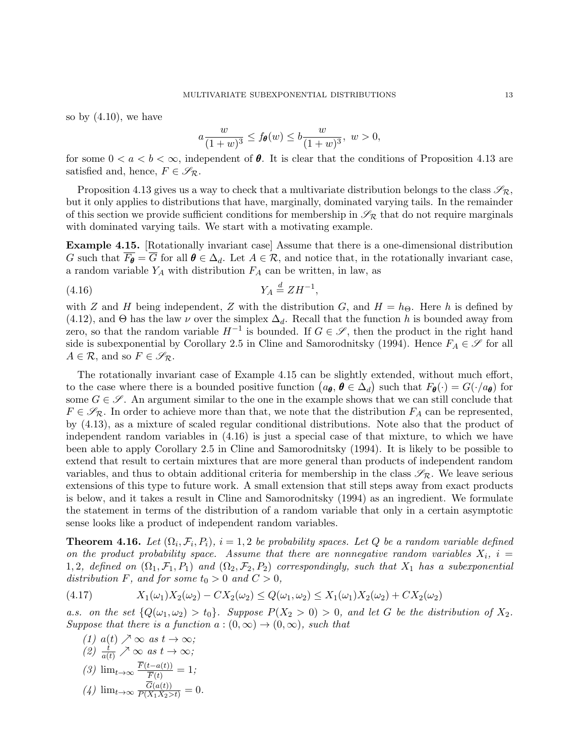so by (4.10), we have

$$a\frac{w}{(1+w)^3} \le f_{\boldsymbol{\theta}}(w) \le b\frac{w}{(1+w)^3}, \ w>0,$$

for some $0<a<b<\infty$, independent of $\boldsymbol{\theta}$. It is clear that the conditions of Proposition 4.13 are satisfied and, hence, $F \in \mathscr{S}_{\mathcal{R}}$.

Proposition 4.13 gives us a way to check that a multivariate distribution belongs to the class $\mathscr{S}_{\mathcal{R}}$, but it only applies to distributions that have, marginally, dominated varying tails. In the remainder of this section we provide sufficient conditions for membership in $\mathscr{S}_{\mathcal{R}}$ that do not require marginals with dominated varying tails. We start with a motivating example.

**Example 4.15.** [Rotationally invariant case] Assume that there is a one-dimensional distribution $G$ such that $\overline{F_{\boldsymbol{\theta}}} = \overline{G}$ for all $\boldsymbol{\theta} \in \Delta_d$. Let $A \in \mathcal{R}$, and notice that, in the rotationally invariant case, a random variable $Y_A$ with distribution $F_A$ can be written, in law, as

$$Y_A \stackrel{d}{=} ZH^{-1}, \tag{4.16}$$

with $Z$ and $H$ being independent, $Z$ with the distribution $G$, and $H = h_{\Theta}$. Here $h$ is defined by (4.12), and $\Theta$ has the law $\nu$ over the simplex $\Delta_d$. Recall that the function $h$ is bounded away from zero, so that the random variable $H^{-1}$ is bounded. If $G \in \mathscr{S}$, then the product in the right hand side is subexponential by Corollary 2.5 in Cline and Samorodnitsky (1994). Hence $F_A \in \mathscr{S}$ for all $A \in \mathcal{R}$, and so $F \in \mathscr{S}_{\mathcal{R}}$.

The rotationally invariant case of Example 4.15 can be slightly extended, without much effort, to the case where there is a bounded positive function $\big(a_{\boldsymbol{\theta}}, \, \boldsymbol{\theta} \in \Delta_d\big)$ such that $F_{\boldsymbol{\theta}}(\cdot) = G(\cdot/a_{\boldsymbol{\theta}})$ for some $G \in \mathscr{S}$. An argument similar to the one in the example shows that we can still conclude that $F \in \mathscr{S}_{\mathcal{R}}$. In order to achieve more than that, we note that the distribution $F_A$ can be represented, by (4.13), as a mixture of scaled regular conditional distributions. Note also that the product of independent random variables in (4.16) is just a special case of that mixture, to which we have been able to apply Corollary 2.5 in Cline and Samorodnitsky (1994). It is likely to be possible to extend that result to certain mixtures that are more general than products of independent random variables, and thus to obtain additional criteria for membership in the class $\mathscr{S}_{\mathcal{R}}$. We leave serious extensions of this type to future work. A small extension that still steps away from exact products is below, and it takes a result in Cline and Samorodnitsky (1994) as an ingredient. We formulate the statement in terms of the distribution of a random variable that only in a certain asymptotic sense looks like a product of independent random variables.

**Theorem 4.16.** *Let $(\Omega_i, \mathcal{F}_i, P_i)$, $i=1,2$ be probability spaces. Let $Q$ be a random variable defined on the product probability space. Assume that there are nonnegative random variables $X_i$, $i=1,2$, defined on $(\Omega_1, \mathcal{F}_1, P_1)$ and $(\Omega_2, \mathcal{F}_2, P_2)$ correspondingly, such that $X_1$ has a subexponential distribution $F$, and for some $t_0>0$ and $C>0$,*

$$X_1(\omega_1)X_2(\omega_2) - CX_2(\omega_2) \le Q(\omega_1, \omega_2) \le X_1(\omega_1)X_2(\omega_2) + CX_2(\omega_2) \tag{4.17}$$

*a.s. on the set $\{Q(\omega_1,\omega_2) > t_0\}$. Suppose $P(X_2>0)>0$, and let $G$ be the distribution of $X_2$. Suppose that there is a function $a : (0,\infty) \to (0,\infty)$, such that*

1. *$a(t) \nearrow \infty$ as $t \to \infty$;*
2. *$\frac{t}{a(t)} \nearrow \infty$ as $t \to \infty$;*
3. *$\lim_{t\to\infty} \frac{\overline{F}(t-a(t))}{\overline{F}(t)} = 1$;*
4. *$\lim_{t\to\infty} \frac{\overline{G}(a(t))}{P(X_1X_2>t)} = 0$.*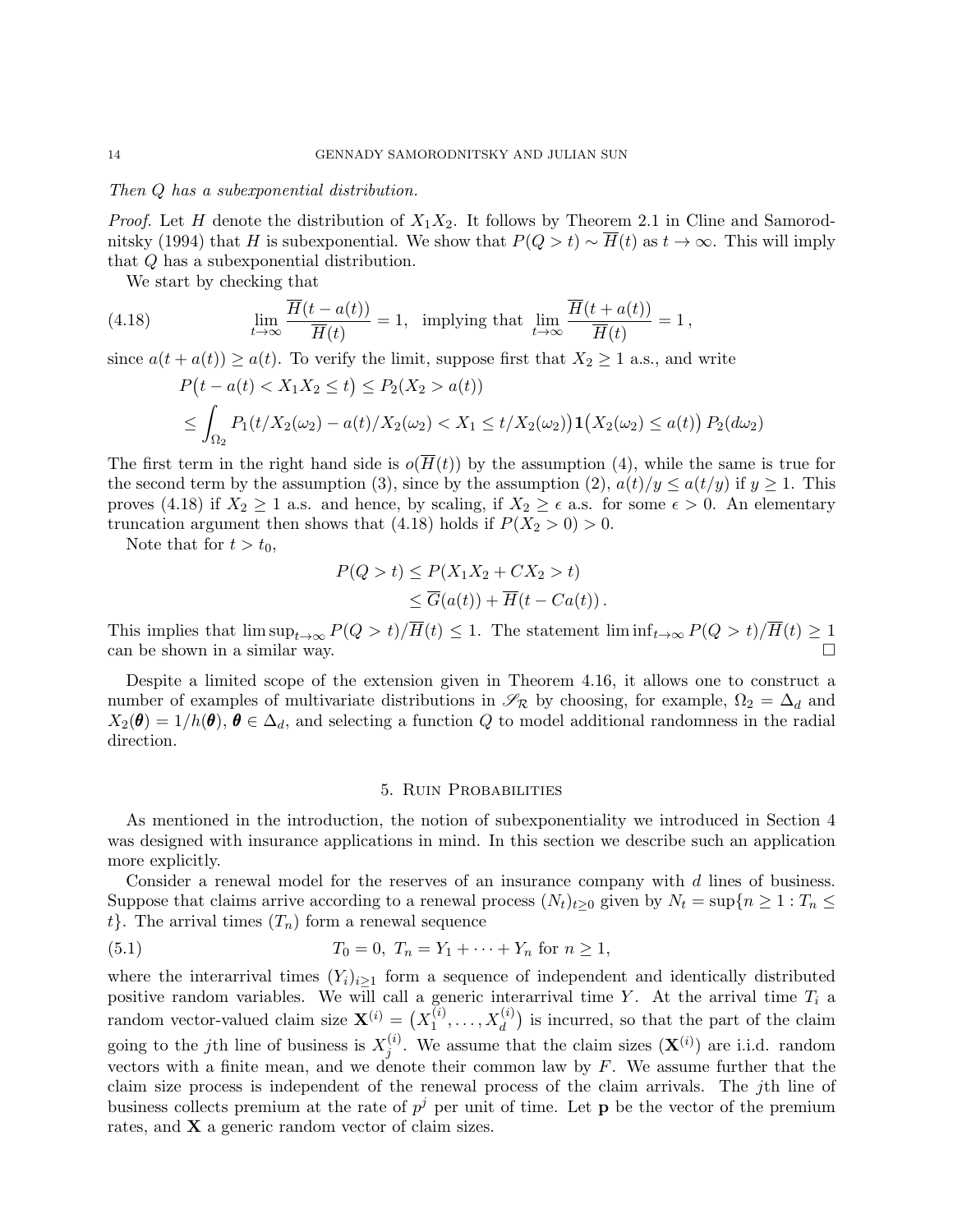*Then $Q$ has a subexponential distribution.*

*Proof.* Let $H$ denote the distribution of $X_1X_2$. It follows by Theorem 2.1 in Cline and Samorodnitsky (1994) that $H$ is subexponential. We show that $P(Q>t)\sim \overline{H}(t)$ as $t\to\infty$. This will imply that $Q$ has a subexponential distribution.

We start by checking that

$$\lim_{t\to\infty}\frac{\overline{H}(t-a(t))}{\overline{H}(t)}=1,\ \text{ implying that }\lim_{t\to\infty}\frac{\overline{H}(t+a(t))}{\overline{H}(t)}=1\,, \tag{4.18}$$

since $a(t+a(t))\geq a(t)$. To verify the limit, suppose first that $X_2\geq 1$ a.s., and write

$$\begin{aligned}
&P\big(t-a(t)<X_1X_2\leq t\big)\leq P_2(X_2>a(t))\\
&\leq \int_{\Omega_2} P_1(t/X_2(\omega_2)-a(t)/X_2(\omega_2)<X_1\leq t/X_2(\omega_2))\mathbf{1}\big(X_2(\omega_2)\leq a(t)\big)\,P_2(d\omega_2)
\end{aligned}$$

The first term in the right hand side is $o(\overline{H}(t))$ by the assumption (4), while the same is true for the second term by the assumption (3), since by the assumption (2), $a(t)/y\leq a(t/y)$ if $y\geq 1$. This proves (4.18) if $X_2\geq 1$ a.s. and hence, by scaling, if $X_2\geq\epsilon$ a.s. for some $\epsilon>0$. An elementary truncation argument then shows that (4.18) holds if $P(X_2>0)>0$.

Note that for $t>t_0$,

$$\begin{aligned}
P(Q>t)&\leq P(X_1X_2+CX_2>t)\\
&\leq \overline{G}(a(t))+\overline{H}(t-Ca(t))\,.
\end{aligned}$$

This implies that $\limsup_{t\to\infty}P(Q>t)/\overline{H}(t)\leq 1$. The statement $\liminf_{t\to\infty}P(Q>t)/\overline{H}(t)\geq 1$ can be shown in a similar way. $\square$

Despite a limited scope of the extension given in Theorem 4.16, it allows one to construct a number of examples of multivariate distributions in $\mathscr{S}_{\mathcal{R}}$ by choosing, for example, $\Omega_2=\Delta_d$ and $X_2(\boldsymbol{\theta})=1/h(\boldsymbol{\theta})$, $\boldsymbol{\theta}\in\Delta_d$, and selecting a function $Q$ to model additional randomness in the radial direction.

## 5. Ruin Probabilities

As mentioned in the introduction, the notion of subexponentiality we introduced in Section 4 was designed with insurance applications in mind. In this section we describe such an application more explicitly.

Consider a renewal model for the reserves of an insurance company with $d$ lines of business. Suppose that claims arrive according to a renewal process $(N_t)_{t\geq 0}$ given by $N_t=\sup\{n\geq 1: T_n\leq t\}$. The arrival times $(T_n)$ form a renewal sequence

$$T_0=0,\ T_n=Y_1+\cdots+Y_n \text{ for } n\geq 1, \tag{5.1}$$

where the interarrival times $(Y_i)_{i\geq 1}$ form a sequence of independent and identically distributed positive random variables. We will call a generic interarrival time $Y$. At the arrival time $T_i$ a random vector-valued claim size $\mathbf{X}^{(i)}=\big(X_1^{(i)},\ldots,X_d^{(i)}\big)$ is incurred, so that the part of the claim going to the $j$th line of business is $X_j^{(i)}$. We assume that the claim sizes $(\mathbf{X}^{(i)})$ are i.i.d. random vectors with a finite mean, and we denote their common law by $F$. We assume further that the claim size process is independent of the renewal process of the claim arrivals. The $j$th line of business collects premium at the rate of $p^j$ per unit of time. Let $\mathbf{p}$ be the vector of the premium rates, and $\mathbf{X}$ a generic random vector of claim sizes.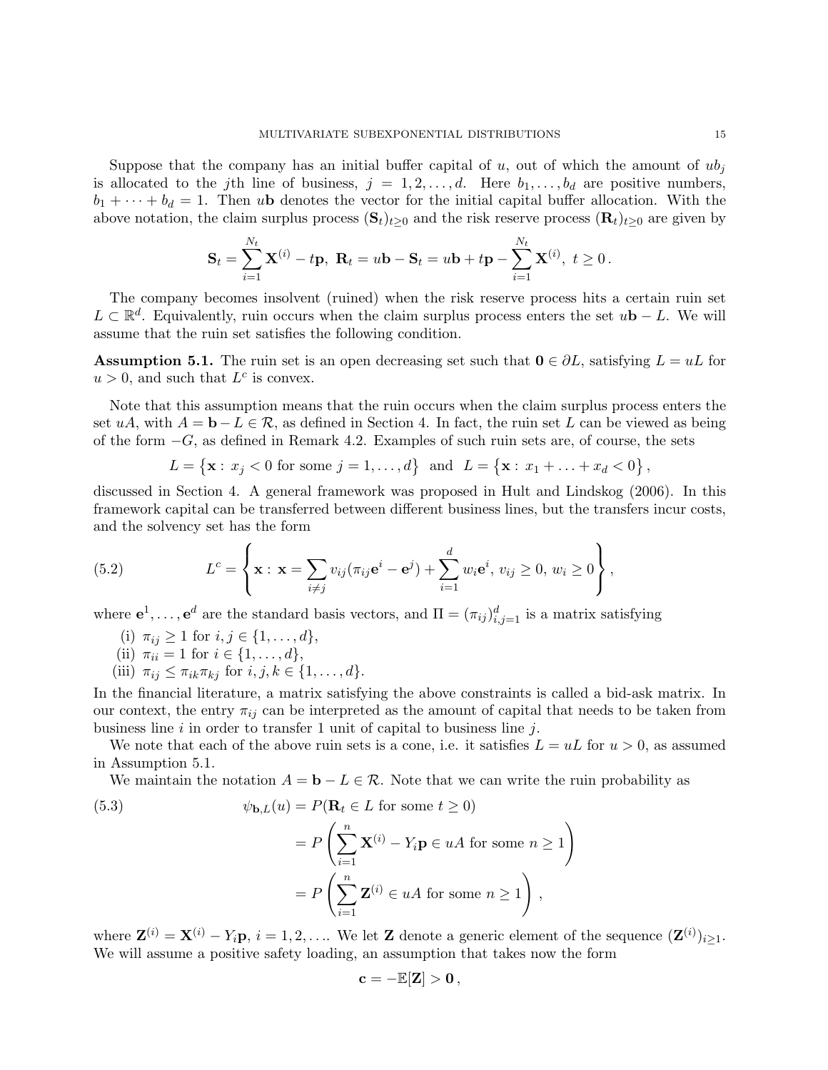Suppose that the company has an initial buffer capital of $u$, out of which the amount of $ub_j$ is allocated to the $j$th line of business, $j = 1, 2, \ldots, d$. Here $b_1, \ldots, b_d$ are positive numbers, $b_1 + \cdots + b_d = 1$. Then $u\mathbf{b}$ denotes the vector for the initial capital buffer allocation. With the above notation, the claim surplus process $(\mathbf{S}_t)_{t\geq 0}$ and the risk reserve process $(\mathbf{R}_t)_{t\geq 0}$ are given by

$$\mathbf{S}_t = \sum_{i=1}^{N_t} \mathbf{X}^{(i)} - t\mathbf{p}, \; \mathbf{R}_t = u\mathbf{b} - \mathbf{S}_t = u\mathbf{b} + t\mathbf{p} - \sum_{i=1}^{N_t} \mathbf{X}^{(i)}, \; t \geq 0\,.$$

The company becomes insolvent (ruined) when the risk reserve process hits a certain ruin set $L \subset \mathbb{R}^d$. Equivalently, ruin occurs when the claim surplus process enters the set $u\mathbf{b} - L$. We will assume that the ruin set satisfies the following condition.

**Assumption 5.1.** The ruin set is an open decreasing set such that $\mathbf{0} \in \partial L$, satisfying $L = uL$ for $u > 0$, and such that $L^c$ is convex.

Note that this assumption means that the ruin occurs when the claim surplus process enters the set $uA$, with $A = \mathbf{b} - L \in \mathcal{R}$, as defined in Section 4. In fact, the ruin set $L$ can be viewed as being of the form $-G$, as defined in Remark 4.2. Examples of such ruin sets are, of course, the sets

$$L = \left\{\mathbf{x} : \, x_j < 0 \text{ for some } j = 1, \ldots, d\right\} \;\text{ and }\; L = \left\{\mathbf{x} : \, x_1 + \ldots + x_d < 0\right\},$$

discussed in Section 4. A general framework was proposed in Hult and Lindskog (2006). In this framework capital can be transferred between different business lines, but the transfers incur costs, and the solvency set has the form

$$L^c = \left\{ \mathbf{x} : \, \mathbf{x} = \sum_{i \neq j} v_{ij}(\pi_{ij}\mathbf{e}^i - \mathbf{e}^j) + \sum_{i=1}^{d} w_i \mathbf{e}^i, \, v_{ij} \geq 0, \, w_i \geq 0 \right\}, \tag{5.2}$$

where $\mathbf{e}^1, \ldots, \mathbf{e}^d$ are the standard basis vectors, and $\Pi = (\pi_{ij})_{i,j=1}^d$ is a matrix satisfying

(i) $\pi_{ij} \geq 1$ for $i, j \in \{1, \ldots, d\}$,
(ii) $\pi_{ii} = 1$ for $i \in \{1, \ldots, d\}$,
(iii) $\pi_{ij} \leq \pi_{ik}\pi_{kj}$ for $i, j, k \in \{1, \ldots, d\}$.

In the financial literature, a matrix satisfying the above constraints is called a bid-ask matrix. In our context, the entry $\pi_{ij}$ can be interpreted as the amount of capital that needs to be taken from business line $i$ in order to transfer 1 unit of capital to business line $j$.

We note that each of the above ruin sets is a cone, i.e. it satisfies $L = uL$ for $u > 0$, as assumed in Assumption 5.1.

We maintain the notation $A = \mathbf{b} - L \in \mathcal{R}$. Note that we can write the ruin probability as

$$\begin{aligned}
\psi_{\mathbf{b},L}(u) &= P(\mathbf{R}_t \in L \text{ for some } t \geq 0) \\
&= P\left(\sum_{i=1}^{n} \mathbf{X}^{(i)} - Y_i\mathbf{p} \in uA \text{ for some } n \geq 1\right) \\
&= P\left(\sum_{i=1}^{n} \mathbf{Z}^{(i)} \in uA \text{ for some } n \geq 1\right),
\end{aligned} \tag{5.3}$$

where $\mathbf{Z}^{(i)} = \mathbf{X}^{(i)} - Y_i\mathbf{p}$, $i = 1, 2, \ldots$. We let $\mathbf{Z}$ denote a generic element of the sequence $(\mathbf{Z}^{(i)})_{i\geq 1}$. We will assume a positive safety loading, an assumption that takes now the form

$$\mathbf{c} = -\mathbb{E}[\mathbf{Z}] > \mathbf{0}\,,$$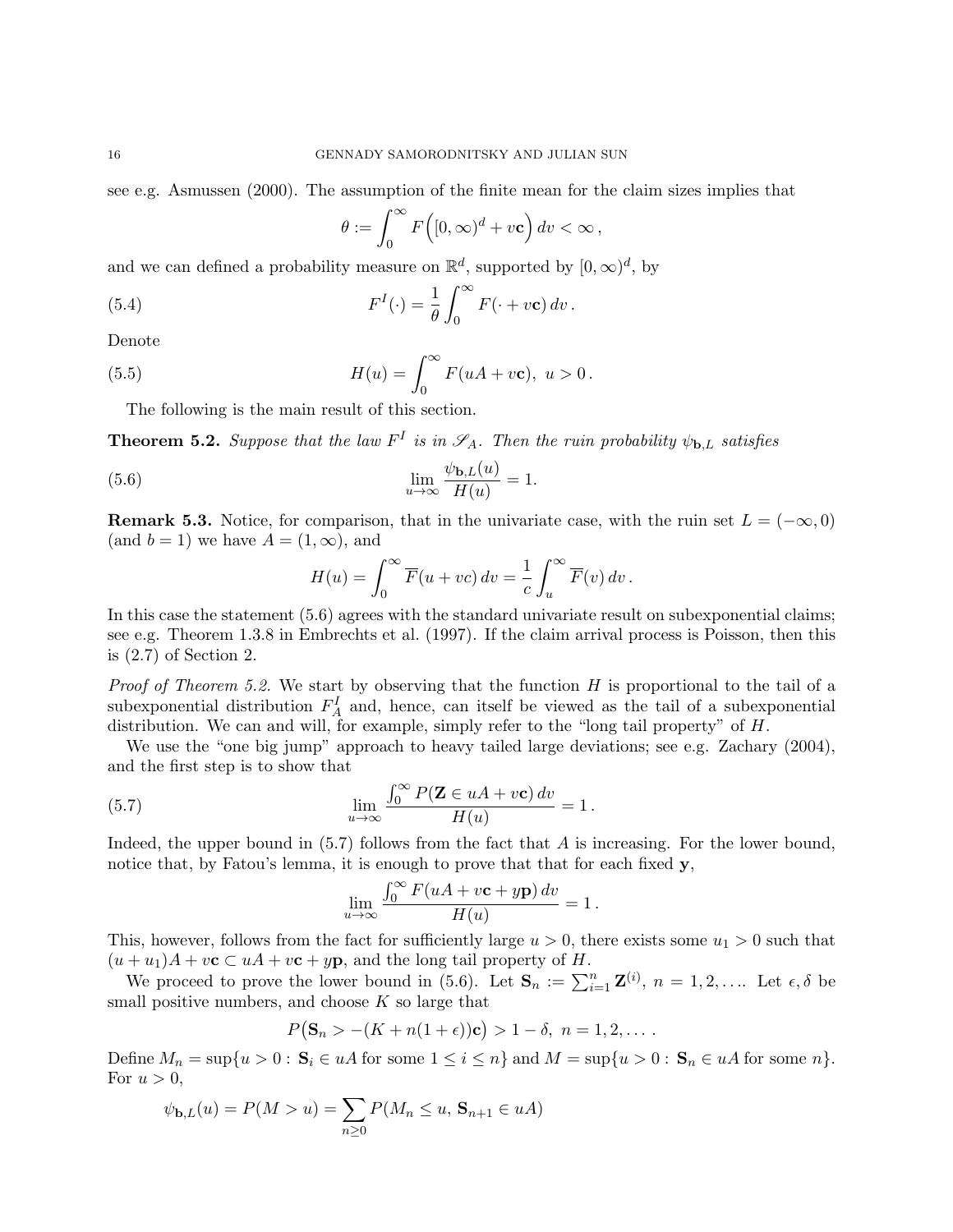see e.g. Asmussen (2000). The assumption of the finite mean for the claim sizes implies that

$$\theta := \int_0^\infty F\Big([0,\infty)^d + v\mathbf{c}\Big)\, dv < \infty\,,$$

and we can defined a probability measure on $\mathbb{R}^d$, supported by $[0,\infty)^d$, by

$$F^I(\cdot) = \frac{1}{\theta}\int_0^\infty F(\cdot + v\mathbf{c})\, dv\,. \tag{5.4}$$

Denote

$$H(u) = \int_0^\infty F(uA + v\mathbf{c}),\ u > 0\,. \tag{5.5}$$

The following is the main result of this section.

**Theorem 5.2.** *Suppose that the law $F^I$ is in $\mathscr{S}_A$. Then the ruin probability $\psi_{\mathbf{b},L}$ satisfies*

$$\lim_{u\to\infty} \frac{\psi_{\mathbf{b},L}(u)}{H(u)} = 1. \tag{5.6}$$

**Remark 5.3.** Notice, for comparison, that in the univariate case, with the ruin set $L = (-\infty, 0)$ (and $b = 1$) we have $A = (1,\infty)$, and

$$H(u) = \int_0^\infty \overline{F}(u + vc)\, dv = \frac{1}{c}\int_u^\infty \overline{F}(v)\, dv\,.$$

In this case the statement (5.6) agrees with the standard univariate result on subexponential claims; see e.g. Theorem 1.3.8 in Embrechts et al. (1997). If the claim arrival process is Poisson, then this is (2.7) of Section 2.

*Proof of Theorem 5.2.* We start by observing that the function $H$ is proportional to the tail of a subexponential distribution $F_A^I$ and, hence, can itself be viewed as the tail of a subexponential distribution. We can and will, for example, simply refer to the "long tail property" of $H$.

We use the "one big jump" approach to heavy tailed large deviations; see e.g. Zachary (2004), and the first step is to show that

$$\lim_{u\to\infty} \frac{\int_0^\infty P(\mathbf{Z} \in uA + v\mathbf{c})\, dv}{H(u)} = 1\,. \tag{5.7}$$

Indeed, the upper bound in (5.7) follows from the fact that $A$ is increasing. For the lower bound, notice that, by Fatou's lemma, it is enough to prove that that for each fixed $\mathbf{y}$,

$$\lim_{u\to\infty} \frac{\int_0^\infty F(uA + v\mathbf{c} + y\mathbf{p})\, dv}{H(u)} = 1\,.$$

This, however, follows from the fact for sufficiently large $u > 0$, there exists some $u_1 > 0$ such that $(u + u_1)A + v\mathbf{c} \subset uA + v\mathbf{c} + y\mathbf{p}$, and the long tail property of $H$.

We proceed to prove the lower bound in (5.6). Let $\mathbf{S}_n := \sum_{i=1}^n \mathbf{Z}^{(i)},\ n = 1, 2, \ldots$. Let $\epsilon, \delta$ be small positive numbers, and choose $K$ so large that

$$P\big(\mathbf{S}_n > -(K + n(1+\epsilon))\mathbf{c}\big) > 1 - \delta,\ n = 1, 2, \ldots\,.$$

Define $M_n = \sup\{u > 0 : \mathbf{S}_i \in uA \text{ for some } 1 \leq i \leq n\}$ and $M = \sup\{u > 0 : \mathbf{S}_n \in uA \text{ for some } n\}$. For $u > 0$,

$$\psi_{\mathbf{b},L}(u) = P(M > u) = \sum_{n\geq 0} P(M_n \leq u,\, \mathbf{S}_{n+1} \in uA)$$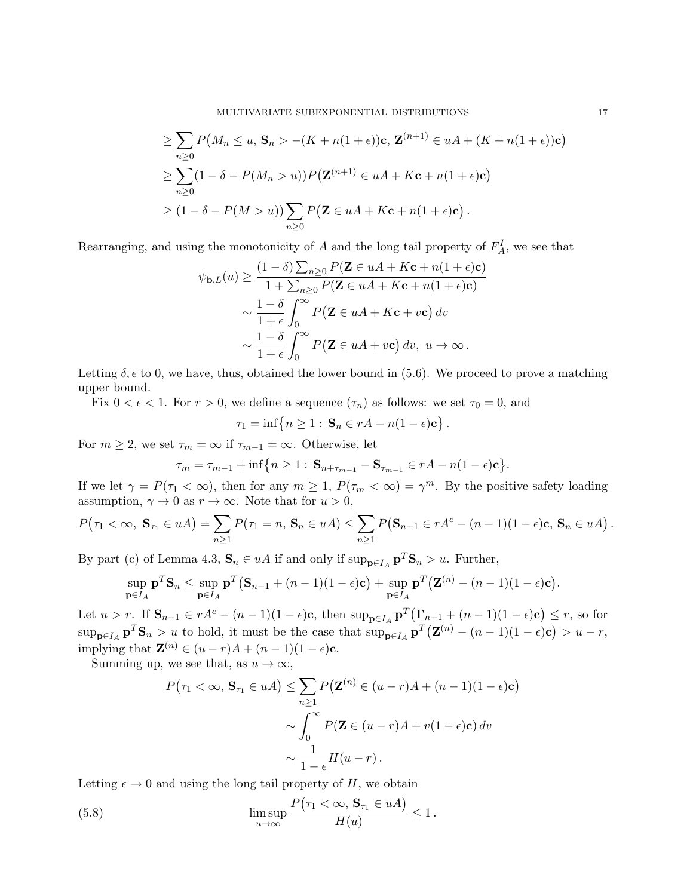$$
\geq \sum_{n\geq 0} P\big(M_n \leq u,\, \mathbf{S}_n > -(K+n(1+\epsilon))\mathbf{c},\, \mathbf{Z}^{(n+1)} \in uA + (K+n(1+\epsilon))\mathbf{c}\big)
$$

$$
\geq \sum_{n\geq 0} (1-\delta - P(M_n > u)) P\big(\mathbf{Z}^{(n+1)} \in uA + K\mathbf{c} + n(1+\epsilon)\mathbf{c}\big)
$$

$$
\geq (1-\delta - P(M > u)) \sum_{n\geq 0} P\big(\mathbf{Z} \in uA + K\mathbf{c} + n(1+\epsilon)\mathbf{c}\big)\,.
$$

Rearranging, and using the monotonicity of $A$ and the long tail property of $F_A^I$, we see that

$$
\begin{aligned}
\psi_{\mathbf{b},L}(u) &\geq \frac{(1-\delta)\sum_{n\geq 0} P(\mathbf{Z} \in uA + K\mathbf{c} + n(1+\epsilon)\mathbf{c})}{1 + \sum_{n\geq 0} P(\mathbf{Z} \in uA + K\mathbf{c} + n(1+\epsilon)\mathbf{c})} \\
&\sim \frac{1-\delta}{1+\epsilon} \int_0^\infty P\big(\mathbf{Z} \in uA + K\mathbf{c} + v\mathbf{c}\big)\, dv \\
&\sim \frac{1-\delta}{1+\epsilon} \int_0^\infty P\big(\mathbf{Z} \in uA + v\mathbf{c}\big)\, dv,\ u \to \infty\,.
\end{aligned}
$$

Letting $\delta, \epsilon$ to 0, we have, thus, obtained the lower bound in (5.6). We proceed to prove a matching upper bound.

Fix $0 < \epsilon < 1$. For $r > 0$, we define a sequence $(\tau_n)$ as follows: we set $\tau_0 = 0$, and

$$
\tau_1 = \inf\big\{n \geq 1 :\, \mathbf{S}_n \in rA - n(1-\epsilon)\mathbf{c}\big\}\,.
$$

For $m \geq 2$, we set $\tau_m = \infty$ if $\tau_{m-1} = \infty$. Otherwise, let

$$
\tau_m = \tau_{m-1} + \inf\big\{n \geq 1 :\, \mathbf{S}_{n+\tau_{m-1}} - \mathbf{S}_{\tau_{m-1}} \in rA - n(1-\epsilon)\mathbf{c}\big\}.
$$

If we let $\gamma = P(\tau_1 < \infty)$, then for any $m \geq 1$, $P(\tau_m < \infty) = \gamma^m$. By the positive safety loading assumption, $\gamma \to 0$ as $r \to \infty$. Note that for $u > 0$,

$$
P\big(\tau_1 < \infty,\, \mathbf{S}_{\tau_1} \in uA\big) = \sum_{n\geq 1} P(\tau_1 = n,\, \mathbf{S}_n \in uA) \leq \sum_{n\geq 1} P\big(\mathbf{S}_{n-1} \in rA^c - (n-1)(1-\epsilon)\mathbf{c},\, \mathbf{S}_n \in uA\big)\,.
$$

By part (c) of Lemma 4.3, $\mathbf{S}_n \in uA$ if and only if $\sup_{\mathbf{p}\in I_A} \mathbf{p}^T\mathbf{S}_n > u$. Further,

$$
\sup_{\mathbf{p}\in I_A} \mathbf{p}^T\mathbf{S}_n \leq \sup_{\mathbf{p}\in I_A} \mathbf{p}^T\big(\mathbf{S}_{n-1} + (n-1)(1-\epsilon)\mathbf{c}\big) + \sup_{\mathbf{p}\in I_A} \mathbf{p}^T\big(\mathbf{Z}^{(n)} - (n-1)(1-\epsilon)\mathbf{c}\big).
$$

Let $u > r$. If $\mathbf{S}_{n-1} \in rA^c - (n-1)(1-\epsilon)\mathbf{c}$, then $\sup_{\mathbf{p}\in I_A} \mathbf{p}^T\big(\mathbf{\Gamma}_{n-1} + (n-1)(1-\epsilon)\mathbf{c}\big) \leq r$, so for $\sup_{\mathbf{p}\in I_A} \mathbf{p}^T\mathbf{S}_n > u$ to hold, it must be the case that $\sup_{\mathbf{p}\in I_A} \mathbf{p}^T\big(\mathbf{Z}^{(n)} - (n-1)(1-\epsilon)\mathbf{c}\big) > u - r$, implying that $\mathbf{Z}^{(n)} \in (u-r)A + (n-1)(1-\epsilon)\mathbf{c}$.

Summing up, we see that, as $u \to \infty$,

$$
\begin{aligned}
P\big(\tau_1 < \infty,\, \mathbf{S}_{\tau_1} \in uA\big) &\leq \sum_{n\geq 1} P\big(\mathbf{Z}^{(n)} \in (u-r)A + (n-1)(1-\epsilon)\mathbf{c}\big) \\
&\sim \int_0^\infty P(\mathbf{Z} \in (u-r)A + v(1-\epsilon)\mathbf{c})\, dv \\
&\sim \frac{1}{1-\epsilon} H(u-r)\,.
\end{aligned}
$$

Letting $\epsilon \to 0$ and using the long tail property of $H$, we obtain

$$
\limsup_{u\to\infty} \frac{P\big(\tau_1 < \infty,\, \mathbf{S}_{\tau_1} \in uA\big)}{H(u)} \leq 1\,. \tag{5.8}
$$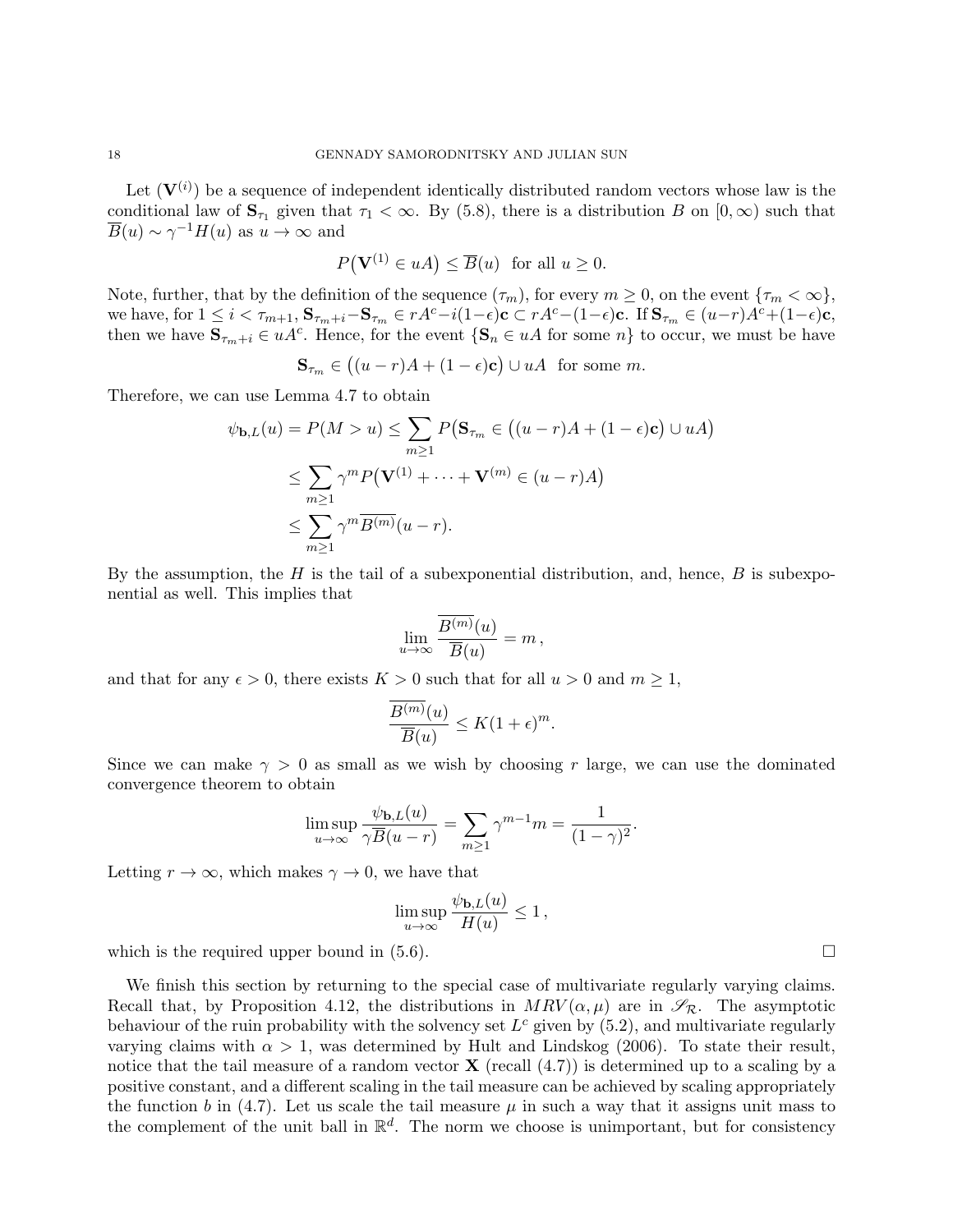Let $(\mathbf{V}^{(i)})$ be a sequence of independent identically distributed random vectors whose law is the conditional law of $\mathbf{S}_{\tau_1}$ given that $\tau_1 < \infty$. By (5.8), there is a distribution $B$ on $[0, \infty)$ such that $\overline{B}(u) \sim \gamma^{-1} H(u)$ as $u \to \infty$ and

$$P\big(\mathbf{V}^{(1)} \in uA\big) \le \overline{B}(u) \ \text{ for all } u \ge 0.$$

Note, further, that by the definition of the sequence $(\tau_m)$, for every $m \ge 0$, on the event $\{\tau_m < \infty\}$, we have, for $1 \le i < \tau_{m+1}$, $\mathbf{S}_{\tau_m + i} - \mathbf{S}_{\tau_m} \in rA^c - i(1-\epsilon)\mathbf{c} \subset rA^c - (1-\epsilon)\mathbf{c}$. If $\mathbf{S}_{\tau_m} \in (u-r)A^c + (1-\epsilon)\mathbf{c}$, then we have $\mathbf{S}_{\tau_m + i} \in uA^c$. Hence, for the event $\{\mathbf{S}_n \in uA \text{ for some } n\}$ to occur, we must be have

$$\mathbf{S}_{\tau_m} \in \big((u-r)A + (1-\epsilon)\mathbf{c}\big) \cup uA \ \text{ for some } m.$$

Therefore, we can use Lemma 4.7 to obtain

$$\begin{aligned}
\psi_{\mathbf{b},L}(u) = P(M > u) &\le \sum_{m \ge 1} P\big(\mathbf{S}_{\tau_m} \in \big((u-r)A + (1-\epsilon)\mathbf{c}\big) \cup uA\big) \\
&\le \sum_{m \ge 1} \gamma^m P\big(\mathbf{V}^{(1)} + \cdots + \mathbf{V}^{(m)} \in (u-r)A\big) \\
&\le \sum_{m \ge 1} \gamma^m \overline{B^{(m)}}(u-r).
\end{aligned}$$

By the assumption, the $H$ is the tail of a subexponential distribution, and, hence, $B$ is subexponential as well. This implies that

$$\lim_{u \to \infty} \frac{\overline{B^{(m)}}(u)}{\overline{B}(u)} = m\,,$$

and that for any $\epsilon > 0$, there exists $K > 0$ such that for all $u > 0$ and $m \ge 1$,

$$\frac{\overline{B^{(m)}}(u)}{\overline{B}(u)} \le K(1+\epsilon)^m.$$

Since we can make $\gamma > 0$ as small as we wish by choosing $r$ large, we can use the dominated convergence theorem to obtain

$$\limsup_{u \to \infty} \frac{\psi_{\mathbf{b},L}(u)}{\gamma \overline{B}(u-r)} = \sum_{m \ge 1} \gamma^{m-1} m = \frac{1}{(1-\gamma)^2}.$$

Letting $r \to \infty$, which makes $\gamma \to 0$, we have that

$$\limsup_{u \to \infty} \frac{\psi_{\mathbf{b},L}(u)}{H(u)} \le 1\,,$$

which is the required upper bound in (5.6). $\square$

We finish this section by returning to the special case of multivariate regularly varying claims. Recall that, by Proposition 4.12, the distributions in $MRV(\alpha, \mu)$ are in $\mathscr{S}_{\mathcal{R}}$. The asymptotic behaviour of the ruin probability with the solvency set $L^c$ given by (5.2), and multivariate regularly varying claims with $\alpha > 1$, was determined by Hult and Lindskog (2006). To state their result, notice that the tail measure of a random vector $\mathbf{X}$ (recall (4.7)) is determined up to a scaling by a positive constant, and a different scaling in the tail measure can be achieved by scaling appropriately the function $b$ in (4.7). Let us scale the tail measure $\mu$ in such a way that it assigns unit mass to the complement of the unit ball in $\mathbb{R}^d$. The norm we choose is unimportant, but for consistency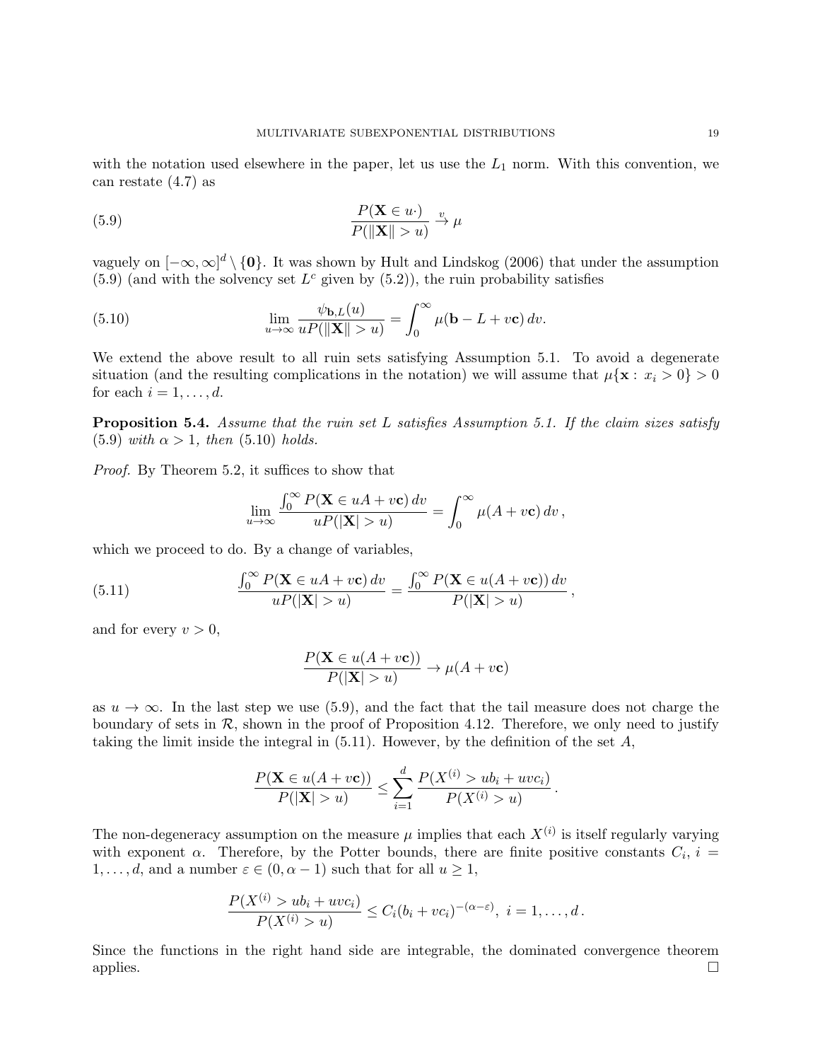with the notation used elsewhere in the paper, let us use the $L_1$ norm. With this convention, we can restate (4.7) as

$$\frac{P(\mathbf{X} \in u\cdot)}{P(\|\mathbf{X}\| > u)} \xrightarrow{v} \mu \tag{5.9}$$

vaguely on $[-\infty, \infty]^d \setminus \{\mathbf{0}\}$. It was shown by Hult and Lindskog (2006) that under the assumption (5.9) (and with the solvency set $L^c$ given by (5.2)), the ruin probability satisfies

$$\lim_{u\to\infty} \frac{\psi_{\mathbf{b},L}(u)}{uP(\|\mathbf{X}\| > u)} = \int_0^\infty \mu(\mathbf{b} - L + v\mathbf{c})\, dv. \tag{5.10}$$

We extend the above result to all ruin sets satisfying Assumption 5.1. To avoid a degenerate situation (and the resulting complications in the notation) we will assume that $\mu\{\mathbf{x} :\ x_i > 0\} > 0$ for each $i = 1, \ldots, d$.

**Proposition 5.4.** *Assume that the ruin set $L$ satisfies Assumption 5.1. If the claim sizes satisfy (5.9) with $\alpha > 1$, then (5.10) holds.*

*Proof.* By Theorem 5.2, it suffices to show that

$$\lim_{u\to\infty} \frac{\int_0^\infty P(\mathbf{X} \in uA + v\mathbf{c})\, dv}{uP(|\mathbf{X}| > u)} = \int_0^\infty \mu(A + v\mathbf{c})\, dv\,,$$

which we proceed to do. By a change of variables,

$$\frac{\int_0^\infty P(\mathbf{X} \in uA + v\mathbf{c})\, dv}{uP(|\mathbf{X}| > u)} = \frac{\int_0^\infty P(\mathbf{X} \in u(A + v\mathbf{c}))\, dv}{P(|\mathbf{X}| > u)}\,, \tag{5.11}$$

and for every $v > 0$,

$$\frac{P(\mathbf{X} \in u(A + v\mathbf{c}))}{P(|\mathbf{X}| > u)} \to \mu(A + v\mathbf{c})$$

as $u \to \infty$. In the last step we use (5.9), and the fact that the tail measure does not charge the boundary of sets in $\mathcal{R}$, shown in the proof of Proposition 4.12. Therefore, we only need to justify taking the limit inside the integral in (5.11). However, by the definition of the set $A$,

$$\frac{P(\mathbf{X} \in u(A + v\mathbf{c}))}{P(|\mathbf{X}| > u)} \le \sum_{i=1}^{d} \frac{P(X^{(i)} > ub_i + uvc_i)}{P(X^{(i)} > u)}\,.$$

The non-degeneracy assumption on the measure $\mu$ implies that each $X^{(i)}$ is itself regularly varying with exponent $\alpha$. Therefore, by the Potter bounds, there are finite positive constants $C_i$, $i = 1, \ldots, d$, and a number $\varepsilon \in (0, \alpha - 1)$ such that for all $u \ge 1$,

$$\frac{P(X^{(i)} > ub_i + uvc_i)}{P(X^{(i)} > u)} \le C_i(b_i + vc_i)^{-(\alpha-\varepsilon)},\ i = 1, \ldots, d\,.$$

Since the functions in the right hand side are integrable, the dominated convergence theorem applies. $\square$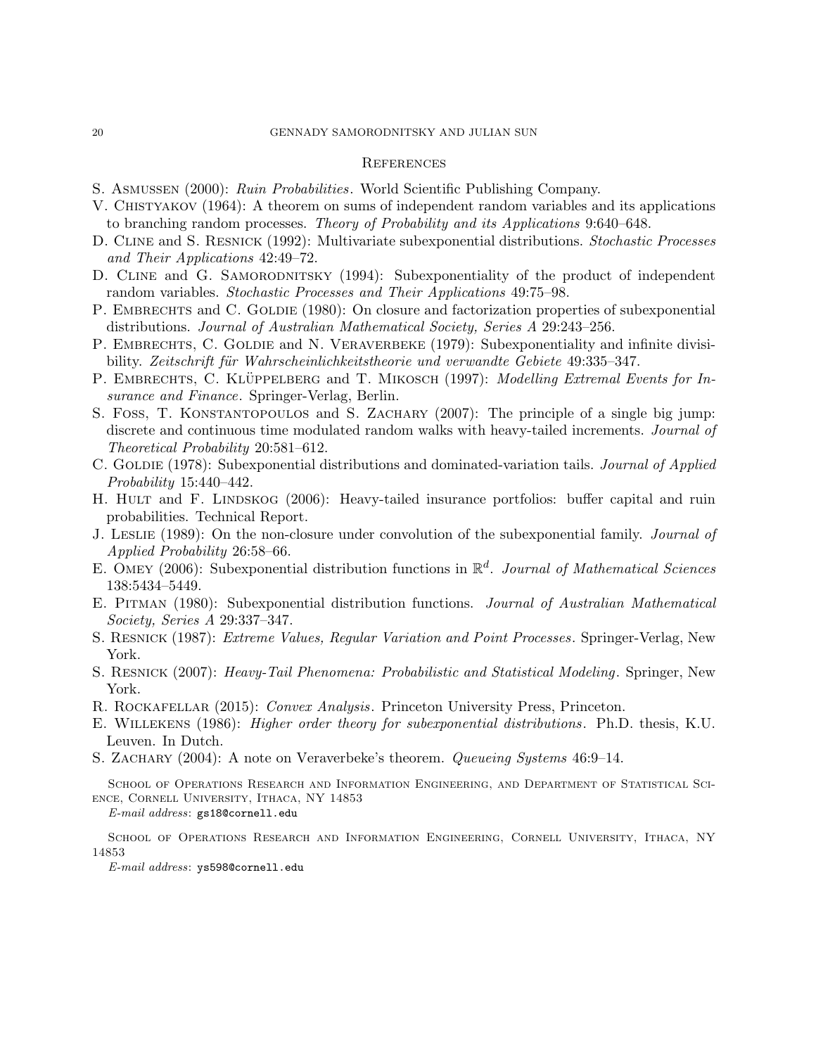## References

S. Asmussen (2000): *Ruin Probabilities*. World Scientific Publishing Company.

V. Chistyakov (1964): A theorem on sums of independent random variables and its applications to branching random processes. *Theory of Probability and its Applications* 9:640–648.

D. Cline and S. Resnick (1992): Multivariate subexponential distributions. *Stochastic Processes and Their Applications* 42:49–72.

D. Cline and G. Samorodnitsky (1994): Subexponentiality of the product of independent random variables. *Stochastic Processes and Their Applications* 49:75–98.

P. Embrechts and C. Goldie (1980): On closure and factorization properties of subexponential distributions. *Journal of Australian Mathematical Society, Series A* 29:243–256.

P. Embrechts, C. Goldie and N. Veraverbeke (1979): Subexponentiality and infinite divisibility. *Zeitschrift für Wahrscheinlichkeitstheorie und verwandte Gebiete* 49:335–347.

P. Embrechts, C. Klüppelberg and T. Mikosch (1997): *Modelling Extremal Events for Insurance and Finance*. Springer-Verlag, Berlin.

S. Foss, T. Konstantopoulos and S. Zachary (2007): The principle of a single big jump: discrete and continuous time modulated random walks with heavy-tailed increments. *Journal of Theoretical Probability* 20:581–612.

C. Goldie (1978): Subexponential distributions and dominated-variation tails. *Journal of Applied Probability* 15:440–442.

H. Hult and F. Lindskog (2006): Heavy-tailed insurance portfolios: buffer capital and ruin probabilities. Technical Report.

J. Leslie (1989): On the non-closure under convolution of the subexponential family. *Journal of Applied Probability* 26:58–66.

E. Omey (2006): Subexponential distribution functions in $\mathbb{R}^d$. *Journal of Mathematical Sciences* 138:5434–5449.

E. Pitman (1980): Subexponential distribution functions. *Journal of Australian Mathematical Society, Series A* 29:337–347.

S. Resnick (1987): *Extreme Values, Regular Variation and Point Processes*. Springer-Verlag, New York.

S. Resnick (2007): *Heavy-Tail Phenomena: Probabilistic and Statistical Modeling*. Springer, New York.

R. Rockafellar (2015): *Convex Analysis*. Princeton University Press, Princeton.

E. Willekens (1986): *Higher order theory for subexponential distributions*. Ph.D. thesis, K.U. Leuven. In Dutch.

S. Zachary (2004): A note on Veraverbeke's theorem. *Queueing Systems* 46:9–14.

School of Operations Research and Information Engineering, and Department of Statistical Science, Cornell University, Ithaca, NY 14853

*E-mail address*: gs18@cornell.edu

School of Operations Research and Information Engineering, Cornell University, Ithaca, NY 14853

*E-mail address*: ys598@cornell.edu